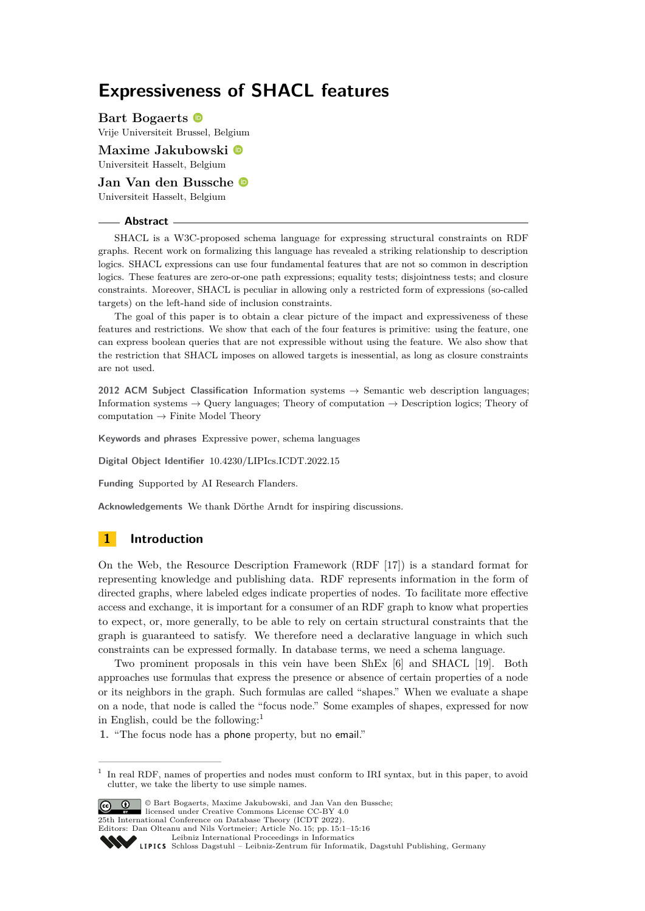# Expressiveness of SHACL features

**Bart Bogaerts**
Vrije Universiteit Brussel, Belgium

**Maxime Jakubowski**
Universiteit Hasselt, Belgium

**Jan Van den Bussche**
Universiteit Hasselt, Belgium

## Abstract

SHACL is a W3C-proposed schema language for expressing structural constraints on RDF graphs. Recent work on formalizing this language has revealed a striking relationship to description logics. SHACL expressions can use four fundamental features that are not so common in description logics. These features are zero-or-one path expressions; equality tests; disjointness tests; and closure constraints. Moreover, SHACL is peculiar in allowing only a restricted form of expressions (so-called targets) on the left-hand side of inclusion constraints.

The goal of this paper is to obtain a clear picture of the impact and expressiveness of these features and restrictions. We show that each of the four features is primitive: using the feature, one can express boolean queries that are not expressible without using the feature. We also show that the restriction that SHACL imposes on allowed targets is inessential, as long as closure constraints are not used.

**2012 ACM Subject Classification** Information systems → Semantic web description languages; Information systems → Query languages; Theory of computation → Description logics; Theory of computation → Finite Model Theory

**Keywords and phrases** Expressive power, schema languages

**Digital Object Identifier** 10.4230/LIPIcs.ICDT.2022.15

**Funding** Supported by AI Research Flanders.

**Acknowledgements** We thank Dörthe Arndt for inspiring discussions.

## 1 Introduction

On the Web, the Resource Description Framework (RDF [17]) is a standard format for representing knowledge and publishing data. RDF represents information in the form of directed graphs, where labeled edges indicate properties of nodes. To facilitate more effective access and exchange, it is important for a consumer of an RDF graph to know what properties to expect, or, more generally, to be able to rely on certain structural constraints that the graph is guaranteed to satisfy. We therefore need a declarative language in which such constraints can be expressed formally. In database terms, we need a schema language.

Two prominent proposals in this vein have been ShEx [6] and SHACL [19]. Both approaches use formulas that express the presence or absence of certain properties of a node or its neighbors in the graph. Such formulas are called "shapes." When we evaluate a shape on a node, that node is called the "focus node." Some examples of shapes, expressed for now in English, could be the following:[1]

1. "The focus node has a phone property, but no email."

[1] In real RDF, names of properties and nodes must conform to IRI syntax, but in this paper, to avoid clutter, we take the liberty to use simple names.

© Bart Bogaerts, Maxime Jakubowski, and Jan Van den Bussche; licensed under Creative Commons License CC-BY 4.0
25th International Conference on Database Theory (ICDT 2022).
Editors: Dan Olteanu and Nils Vortmeier; Article No. 15; pp. 15:1–15:16
Leibniz International Proceedings in Informatics
Schloss Dagstuhl – Leibniz-Zentrum für Informatik, Dagstuhl Publishing, Germany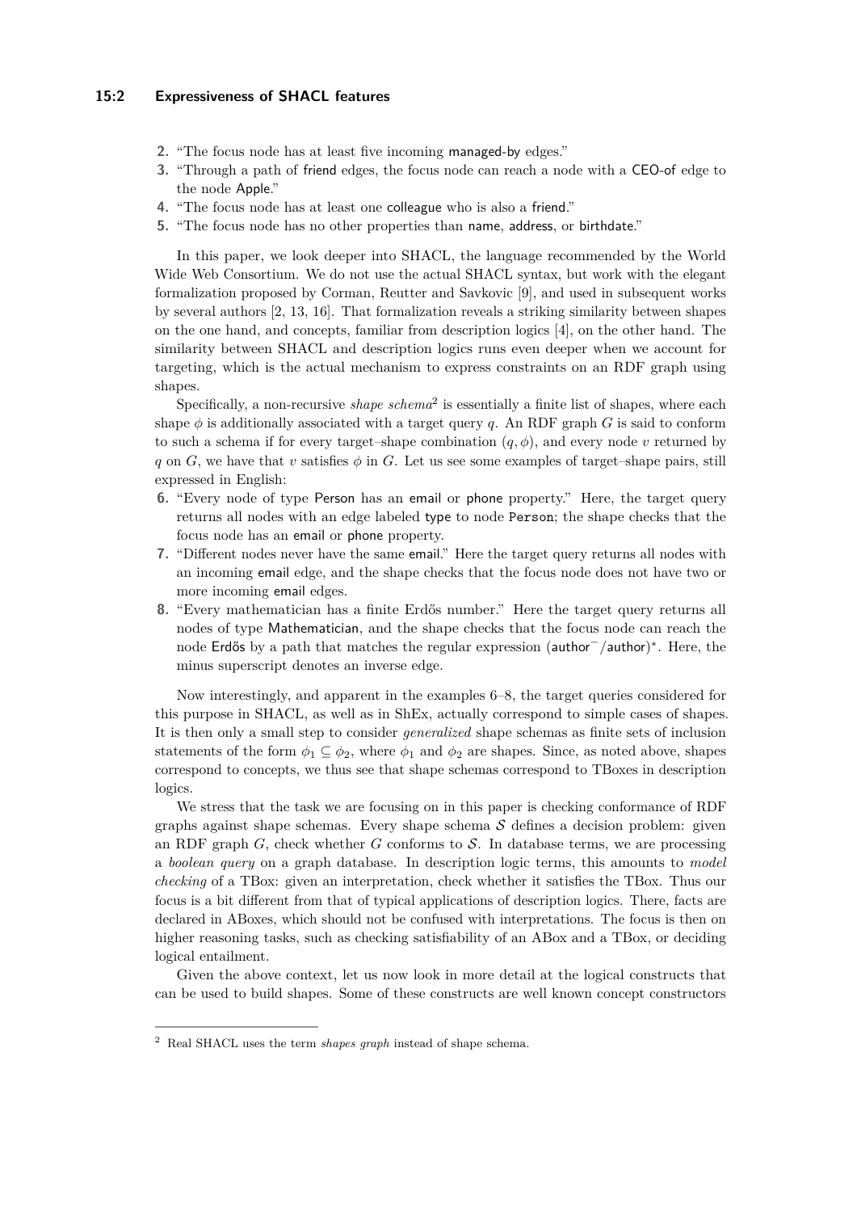2. "The focus node has at least five incoming managed-by edges."
3. "Through a path of friend edges, the focus node can reach a node with a CEO-of edge to the node Apple."
4. "The focus node has at least one colleague who is also a friend."
5. "The focus node has no other properties than name, address, or birthdate."

In this paper, we look deeper into SHACL, the language recommended by the World Wide Web Consortium. We do not use the actual SHACL syntax, but work with the elegant formalization proposed by Corman, Reutter and Savkovic [9], and used in subsequent works by several authors [2, 13, 16]. That formalization reveals a striking similarity between shapes on the one hand, and concepts, familiar from description logics [4], on the other hand. The similarity between SHACL and description logics runs even deeper when we account for targeting, which is the actual mechanism to express constraints on an RDF graph using shapes.

Specifically, a non-recursive *shape schema*[2] is essentially a finite list of shapes, where each shape $\phi$ is additionally associated with a target query $q$. An RDF graph $G$ is said to conform to such a schema if for every target–shape combination $(q, \phi)$, and every node $v$ returned by $q$ on $G$, we have that $v$ satisfies $\phi$ in $G$. Let us see some examples of target–shape pairs, still expressed in English:

6. "Every node of type Person has an email or phone property." Here, the target query returns all nodes with an edge labeled type to node Person; the shape checks that the focus node has an email or phone property.
7. "Different nodes never have the same email." Here the target query returns all nodes with an incoming email edge, and the shape checks that the focus node does not have two or more incoming email edges.
8. "Every mathematician has a finite Erdős number." Here the target query returns all nodes of type Mathematician, and the shape checks that the focus node can reach the node Erdős by a path that matches the regular expression $(\text{author}^{-}/\text{author})^{*}$. Here, the minus superscript denotes an inverse edge.

Now interestingly, and apparent in the examples 6–8, the target queries considered for this purpose in SHACL, as well as in ShEx, actually correspond to simple cases of shapes. It is then only a small step to consider *generalized* shape schemas as finite sets of inclusion statements of the form $\phi_1 \subseteq \phi_2$, where $\phi_1$ and $\phi_2$ are shapes. Since, as noted above, shapes correspond to concepts, we thus see that shape schemas correspond to TBoxes in description logics.

We stress that the task we are focusing on in this paper is checking conformance of RDF graphs against shape schemas. Every shape schema $\mathcal{S}$ defines a decision problem: given an RDF graph $G$, check whether $G$ conforms to $\mathcal{S}$. In database terms, we are processing a *boolean query* on a graph database. In description logic terms, this amounts to *model checking* of a TBox: given an interpretation, check whether it satisfies the TBox. Thus our focus is a bit different from that of typical applications of description logics. There, facts are declared in ABoxes, which should not be confused with interpretations. The focus is then on higher reasoning tasks, such as checking satisfiability of an ABox and a TBox, or deciding logical entailment.

Given the above context, let us now look in more detail at the logical constructs that can be used to build shapes. Some of these constructs are well known concept constructors

[2] Real SHACL uses the term *shapes graph* instead of shape schema.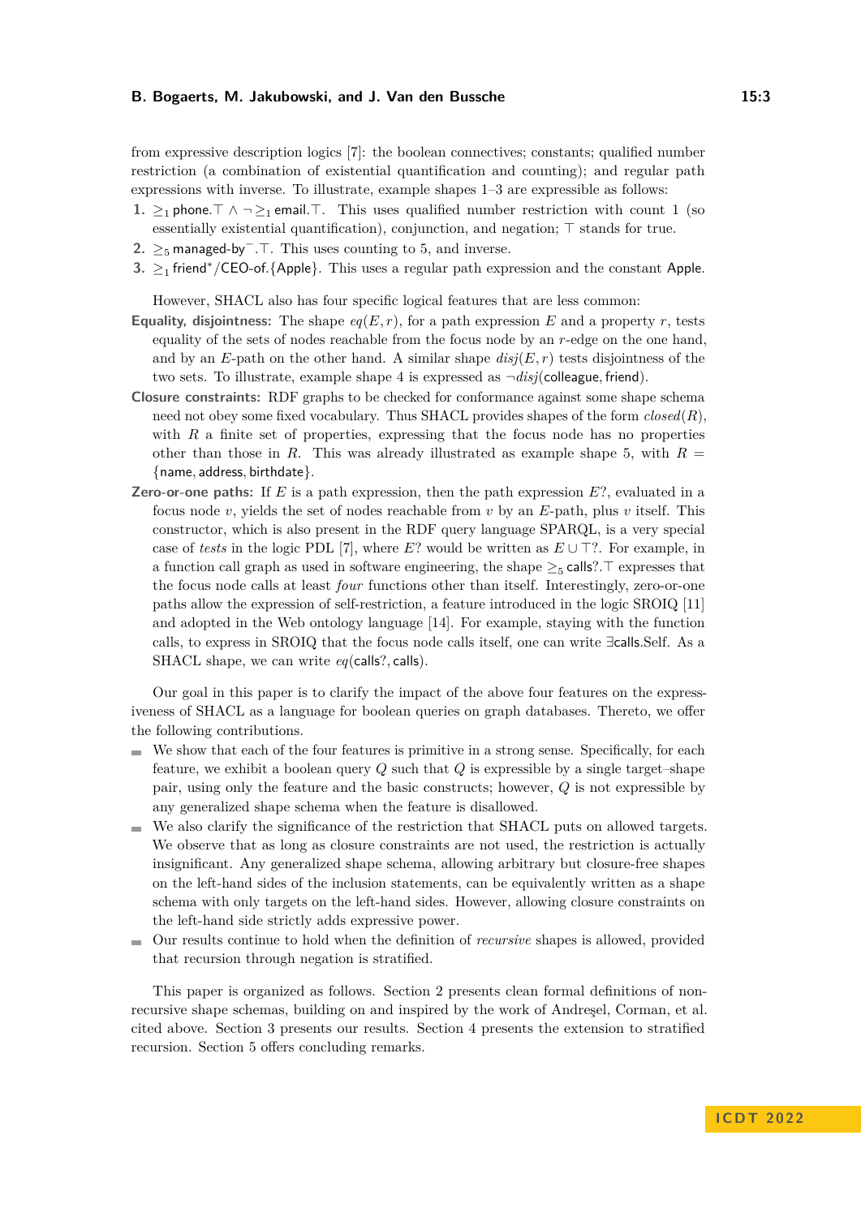from expressive description logics [7]: the boolean connectives; constants; qualified number restriction (a combination of existential quantification and counting); and regular path expressions with inverse. To illustrate, example shapes 1–3 are expressible as follows:

1. $\geq_1 \mathsf{phone}.\top \wedge \neg \geq_1 \mathsf{email}.\top$. This uses qualified number restriction with count 1 (so essentially existential quantification), conjunction, and negation; $\top$ stands for true.
2. $\geq_5 \mathsf{managed\text{-}by}^-.\top$. This uses counting to 5, and inverse.
3. $\geq_1 \mathsf{friend}^*/\mathsf{CEO\text{-}of}.\{\mathsf{Apple}\}$. This uses a regular path expression and the constant Apple.

However, SHACL also has four specific logical features that are less common:

**Equality, disjointness:** The shape $eq(E, r)$, for a path expression $E$ and a property $r$, tests equality of the sets of nodes reachable from the focus node by an $r$-edge on the one hand, and by an $E$-path on the other hand. A similar shape $disj(E, r)$ tests disjointness of the two sets. To illustrate, example shape 4 is expressed as $\neg disj(\mathsf{colleague}, \mathsf{friend})$.

**Closure constraints:** RDF graphs to be checked for conformance against some shape schema need not obey some fixed vocabulary. Thus SHACL provides shapes of the form $closed(R)$, with $R$ a finite set of properties, expressing that the focus node has no properties other than those in $R$. This was already illustrated as example shape 5, with $R = \{\mathsf{name}, \mathsf{address}, \mathsf{birthdate}\}$.

**Zero-or-one paths:** If $E$ is a path expression, then the path expression $E?$, evaluated in a focus node $v$, yields the set of nodes reachable from $v$ by an $E$-path, plus $v$ itself. This constructor, which is also present in the RDF query language SPARQL, is a very special case of *tests* in the logic PDL [7], where $E?$ would be written as $E \cup \top?$. For example, in a function call graph as used in software engineering, the shape $\geq_5 \mathsf{calls}?.\top$ expresses that the focus node calls at least *four* functions other than itself. Interestingly, zero-or-one paths allow the expression of self-restriction, a feature introduced in the logic SROIQ [11] and adopted in the Web ontology language [14]. For example, staying with the function calls, to express in SROIQ that the focus node calls itself, one can write $\exists \mathsf{calls}.\mathrm{Self}$. As a SHACL shape, we can write $eq(\mathsf{calls}?, \mathsf{calls})$.

Our goal in this paper is to clarify the impact of the above four features on the expressiveness of SHACL as a language for boolean queries on graph databases. Thereto, we offer the following contributions.

- We show that each of the four features is primitive in a strong sense. Specifically, for each feature, we exhibit a boolean query $Q$ such that $Q$ is expressible by a single target–shape pair, using only the feature and the basic constructs; however, $Q$ is not expressible by any generalized shape schema when the feature is disallowed.
- We also clarify the significance of the restriction that SHACL puts on allowed targets. We observe that as long as closure constraints are not used, the restriction is actually insignificant. Any generalized shape schema, allowing arbitrary but closure-free shapes on the left-hand sides of the inclusion statements, can be equivalently written as a shape schema with only targets on the left-hand sides. However, allowing closure constraints on the left-hand side strictly adds expressive power.
- Our results continue to hold when the definition of *recursive* shapes is allowed, provided that recursion through negation is stratified.

This paper is organized as follows. Section 2 presents clean formal definitions of non-recursive shape schemas, building on and inspired by the work of Andreşel, Corman, et al. cited above. Section 3 presents our results. Section 4 presents the extension to stratified recursion. Section 5 offers concluding remarks.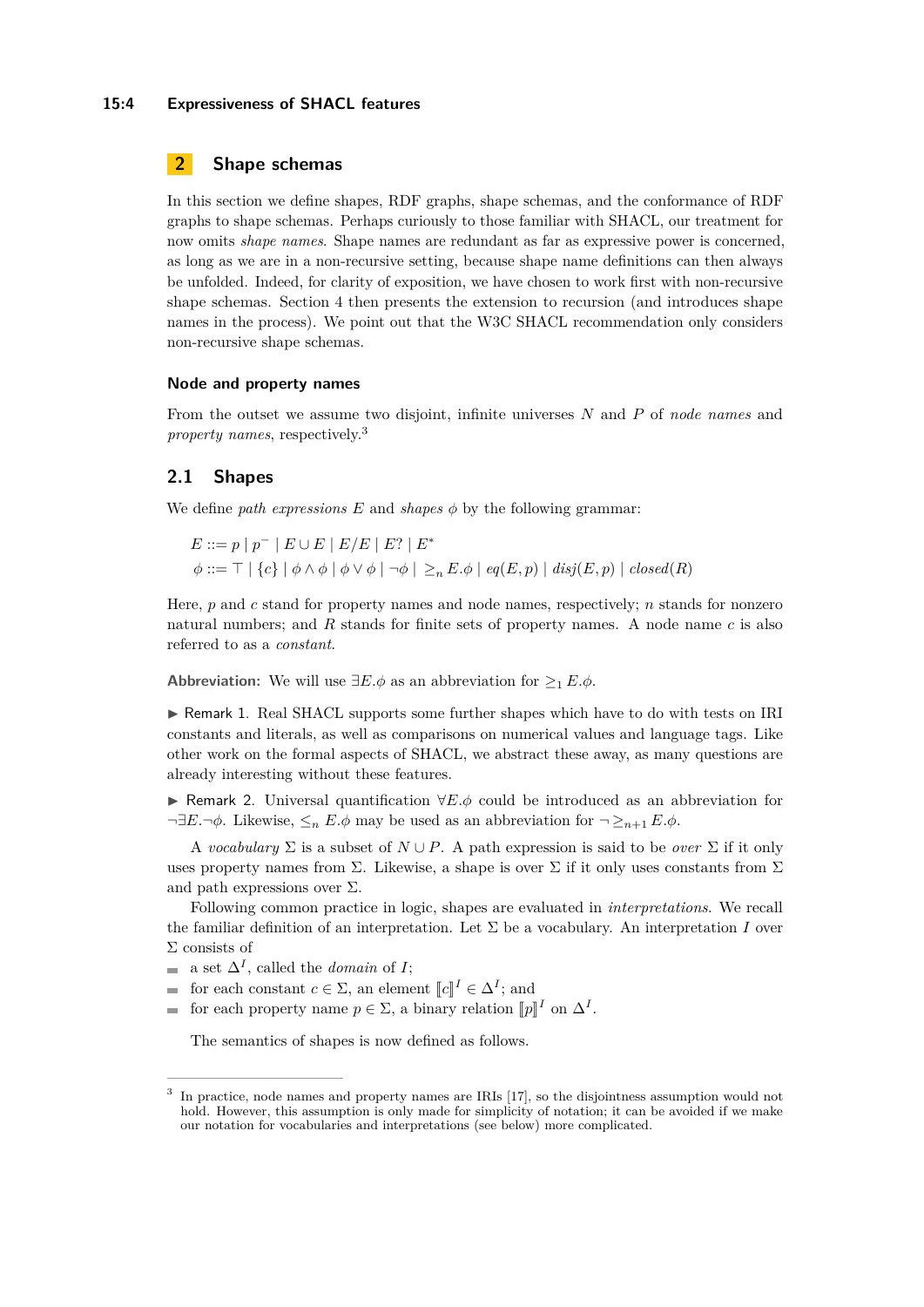## 2 Shape schemas

In this section we define shapes, RDF graphs, shape schemas, and the conformance of RDF graphs to shape schemas. Perhaps curiously to those familiar with SHACL, our treatment for now omits *shape names*. Shape names are redundant as far as expressive power is concerned, as long as we are in a non-recursive setting, because shape name definitions can then always be unfolded. Indeed, for clarity of exposition, we have chosen to work first with non-recursive shape schemas. Section 4 then presents the extension to recursion (and introduces shape names in the process). We point out that the W3C SHACL recommendation only considers non-recursive shape schemas.

### Node and property names

From the outset we assume two disjoint, infinite universes $N$ and $P$ of *node names* and *property names*, respectively.[3]

### 2.1 Shapes

We define *path expressions* $E$ and *shapes* $\phi$ by the following grammar:

$$E ::= p \mid p^- \mid E \cup E \mid E/E \mid E? \mid E^*$$
$$\phi ::= \top \mid \{c\} \mid \phi \wedge \phi \mid \phi \vee \phi \mid \neg\phi \mid \geq_n E.\phi \mid eq(E, p) \mid disj(E, p) \mid closed(R)$$

Here, $p$ and $c$ stand for property names and node names, respectively; $n$ stands for nonzero natural numbers; and $R$ stands for finite sets of property names. A node name $c$ is also referred to as a *constant*.

**Abbreviation:** We will use $\exists E.\phi$ as an abbreviation for $\geq_1 E.\phi$.

▶ Remark 1. Real SHACL supports some further shapes which have to do with tests on IRI constants and literals, as well as comparisons on numerical values and language tags. Like other work on the formal aspects of SHACL, we abstract these away, as many questions are already interesting without these features.

▶ Remark 2. Universal quantification $\forall E.\phi$ could be introduced as an abbreviation for $\neg\exists E.\neg\phi$. Likewise, $\leq_n E.\phi$ may be used as an abbreviation for $\neg \geq_{n+1} E.\phi$.

A *vocabulary* $\Sigma$ is a subset of $N \cup P$. A path expression is said to be *over* $\Sigma$ if it only uses property names from $\Sigma$. Likewise, a shape is over $\Sigma$ if it only uses constants from $\Sigma$ and path expressions over $\Sigma$.

Following common practice in logic, shapes are evaluated in *interpretations*. We recall the familiar definition of an interpretation. Let $\Sigma$ be a vocabulary. An interpretation $I$ over $\Sigma$ consists of

- a set $\Delta^I$, called the *domain* of $I$;
- for each constant $c \in \Sigma$, an element $[\![c]\!]^I \in \Delta^I$; and
- for each property name $p \in \Sigma$, a binary relation $[\![p]\!]^I$ on $\Delta^I$.

The semantics of shapes is now defined as follows.

[3] In practice, node names and property names are IRIs [17], so the disjointness assumption would not hold. However, this assumption is only made for simplicity of notation; it can be avoided if we make our notation for vocabularies and interpretations (see below) more complicated.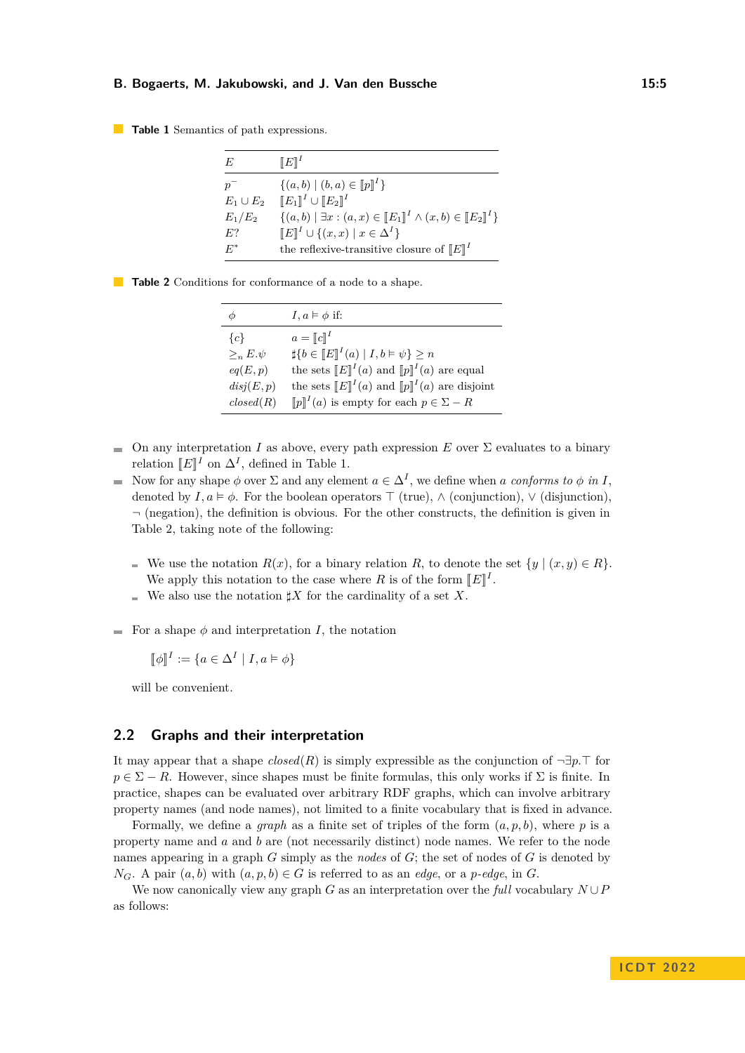**Table 1** Semantics of path expressions.

| $E$ | $\llbracket E \rrbracket^I$ |
|---|---|
| $p^-$ | $\{(a,b) \mid (b,a) \in \llbracket p \rrbracket^I\}$ |
| $E_1 \cup E_2$ | $\llbracket E_1 \rrbracket^I \cup \llbracket E_2 \rrbracket^I$ |
| $E_1/E_2$ | $\{(a,b) \mid \exists x : (a,x) \in \llbracket E_1 \rrbracket^I \wedge (x,b) \in \llbracket E_2 \rrbracket^I\}$ |
| $E?$ | $\llbracket E \rrbracket^I \cup \{(x,x) \mid x \in \Delta^I\}$ |
| $E^*$ | the reflexive-transitive closure of $\llbracket E \rrbracket^I$ |

**Table 2** Conditions for conformance of a node to a shape.

| $\phi$ | $I, a \vDash \phi$ if: |
|---|---|
| $\{c\}$ | $a = \llbracket c \rrbracket^I$ |
| $\geq_n E.\psi$ | $\sharp\{b \in \llbracket E \rrbracket^I(a) \mid I, b \vDash \psi\} \geq n$ |
| $eq(E,p)$ | the sets $\llbracket E \rrbracket^I(a)$ and $\llbracket p \rrbracket^I(a)$ are equal |
| $disj(E,p)$ | the sets $\llbracket E \rrbracket^I(a)$ and $\llbracket p \rrbracket^I(a)$ are disjoint |
| $closed(R)$ | $\llbracket p \rrbracket^I(a)$ is empty for each $p \in \Sigma - R$ |

- On any interpretation $I$ as above, every path expression $E$ over $\Sigma$ evaluates to a binary relation $\llbracket E \rrbracket^I$ on $\Delta^I$, defined in Table 1.
- Now for any shape $\phi$ over $\Sigma$ and any element $a \in \Delta^I$, we define when *$a$ conforms to $\phi$ in $I$*, denoted by $I, a \vDash \phi$. For the boolean operators $\top$ (true), $\wedge$ (conjunction), $\vee$ (disjunction), $\neg$ (negation), the definition is obvious. For the other constructs, the definition is given in Table 2, taking note of the following:
  - We use the notation $R(x)$, for a binary relation $R$, to denote the set $\{y \mid (x,y) \in R\}$. We apply this notation to the case where $R$ is of the form $\llbracket E \rrbracket^I$.
  - We also use the notation $\sharp X$ for the cardinality of a set $X$.
- For a shape $\phi$ and interpretation $I$, the notation

  $$\llbracket \phi \rrbracket^I := \{a \in \Delta^I \mid I, a \vDash \phi\}$$

  will be convenient.

## 2.2 Graphs and their interpretation

It may appear that a shape $closed(R)$ is simply expressible as the conjunction of $\neg\exists p.\top$ for $p \in \Sigma - R$. However, since shapes must be finite formulas, this only works if $\Sigma$ is finite. In practice, shapes can be evaluated over arbitrary RDF graphs, which can involve arbitrary property names (and node names), not limited to a finite vocabulary that is fixed in advance.

Formally, we define a *graph* as a finite set of triples of the form $(a,p,b)$, where $p$ is a property name and $a$ and $b$ are (not necessarily distinct) node names. We refer to the node names appearing in a graph $G$ simply as the *nodes* of $G$; the set of nodes of $G$ is denoted by $N_G$. A pair $(a,b)$ with $(a,p,b) \in G$ is referred to as an *edge*, or a *$p$-edge*, in $G$.

We now canonically view any graph $G$ as an interpretation over the *full* vocabulary $N \cup P$ as follows: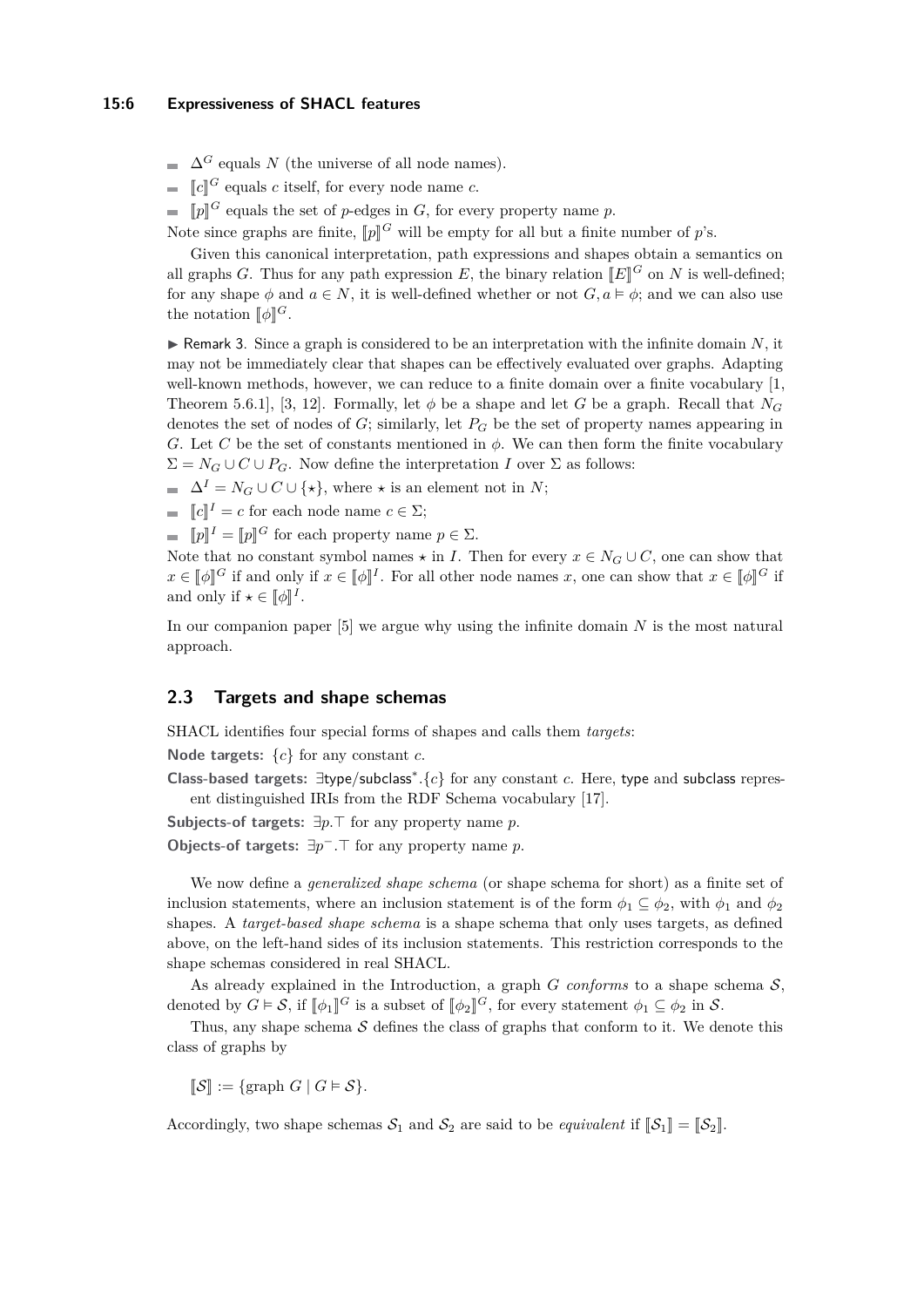- $\Delta^G$ equals $N$ (the universe of all node names).
- $[\![c]\!]^G$ equals $c$ itself, for every node name $c$.
- $[\![p]\!]^G$ equals the set of $p$-edges in $G$, for every property name $p$.

Note since graphs are finite, $[\![p]\!]^G$ will be empty for all but a finite number of $p$'s.

Given this canonical interpretation, path expressions and shapes obtain a semantics on all graphs $G$. Thus for any path expression $E$, the binary relation $[\![E]\!]^G$ on $N$ is well-defined; for any shape $\phi$ and $a \in N$, it is well-defined whether or not $G, a \vDash \phi$; and we can also use the notation $[\![\phi]\!]^G$.

▶ Remark 3. Since a graph is considered to be an interpretation with the infinite domain $N$, it may not be immediately clear that shapes can be effectively evaluated over graphs. Adapting well-known methods, however, we can reduce to a finite domain over a finite vocabulary [1, Theorem 5.6.1], [3, 12]. Formally, let $\phi$ be a shape and let $G$ be a graph. Recall that $N_G$ denotes the set of nodes of $G$; similarly, let $P_G$ be the set of property names appearing in $G$. Let $C$ be the set of constants mentioned in $\phi$. We can then form the finite vocabulary $\Sigma = N_G \cup C \cup P_G$. Now define the interpretation $I$ over $\Sigma$ as follows:

- $\Delta^I = N_G \cup C \cup \{\star\}$, where $\star$ is an element not in $N$;
- $[\![c]\!]^I = c$ for each node name $c \in \Sigma$;
- $[\![p]\!]^I = [\![p]\!]^G$ for each property name $p \in \Sigma$.

Note that no constant symbol names $\star$ in $I$. Then for every $x \in N_G \cup C$, one can show that $x \in [\![\phi]\!]^G$ if and only if $x \in [\![\phi]\!]^I$. For all other node names $x$, one can show that $x \in [\![\phi]\!]^G$ if and only if $\star \in [\![\phi]\!]^I$.

In our companion paper [5] we argue why using the infinite domain $N$ is the most natural approach.

## 2.3 Targets and shape schemas

SHACL identifies four special forms of shapes and calls them *targets*:

**Node targets:** $\{c\}$ for any constant $c$.

**Class-based targets:** $\exists \mathsf{type}/\mathsf{subclass}^*.\{c\}$ for any constant $c$. Here, type and subclass represent distinguished IRIs from the RDF Schema vocabulary [17].

**Subjects-of targets:** $\exists p.\top$ for any property name $p$.

**Objects-of targets:** $\exists p^-.\top$ for any property name $p$.

We now define a *generalized shape schema* (or shape schema for short) as a finite set of inclusion statements, where an inclusion statement is of the form $\phi_1 \subseteq \phi_2$, with $\phi_1$ and $\phi_2$ shapes. A *target-based shape schema* is a shape schema that only uses targets, as defined above, on the left-hand sides of its inclusion statements. This restriction corresponds to the shape schemas considered in real SHACL.

As already explained in the Introduction, a graph $G$ *conforms* to a shape schema $\mathcal{S}$, denoted by $G \vDash \mathcal{S}$, if $[\![\phi_1]\!]^G$ is a subset of $[\![\phi_2]\!]^G$, for every statement $\phi_1 \subseteq \phi_2$ in $\mathcal{S}$.

Thus, any shape schema $\mathcal{S}$ defines the class of graphs that conform to it. We denote this class of graphs by

$$[\![\mathcal{S}]\!] := \{\text{graph } G \mid G \vDash \mathcal{S}\}.$$

Accordingly, two shape schemas $\mathcal{S}_1$ and $\mathcal{S}_2$ are said to be *equivalent* if $[\![\mathcal{S}_1]\!] = [\![\mathcal{S}_2]\!]$.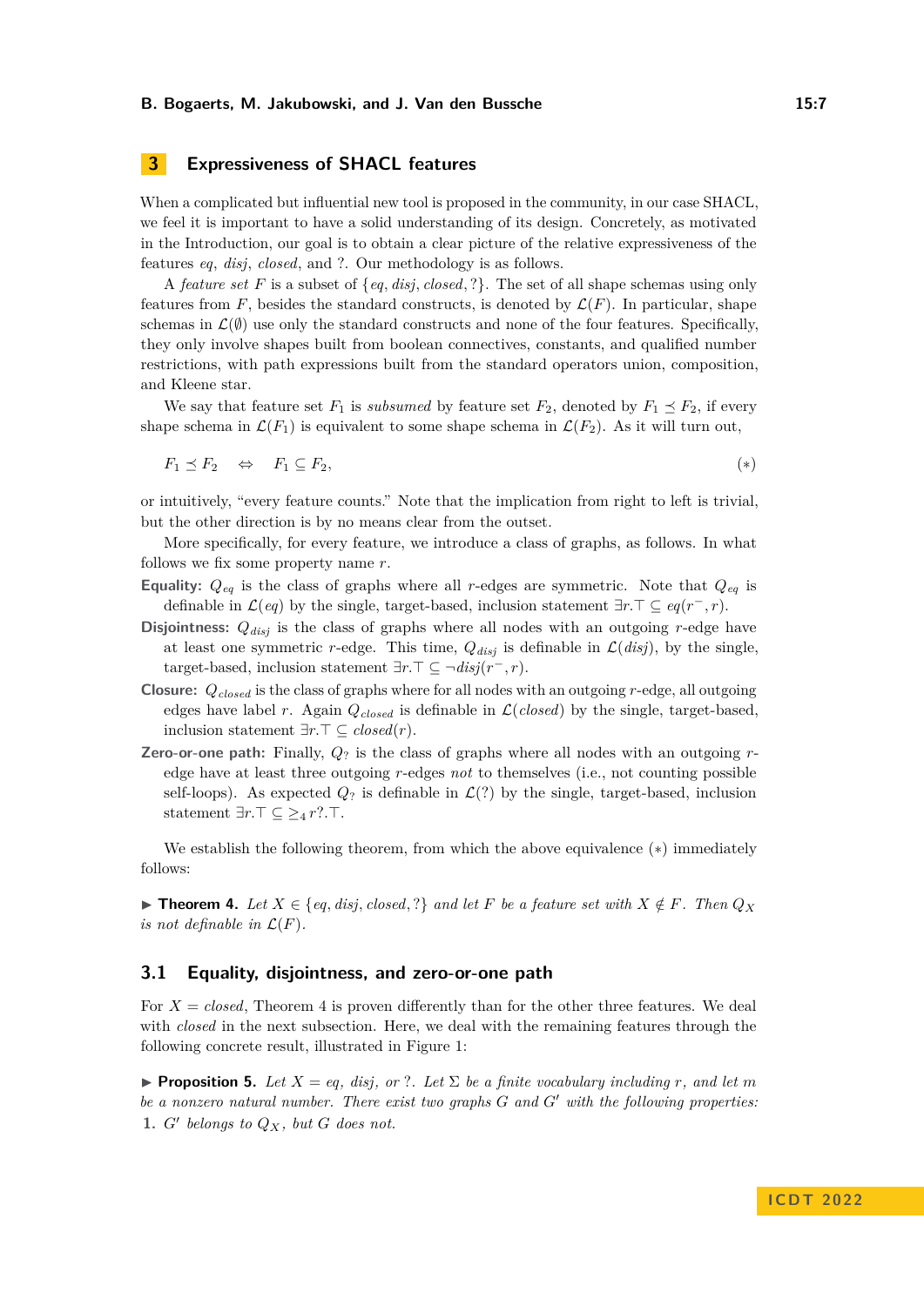## 3 Expressiveness of SHACL features

When a complicated but influential new tool is proposed in the community, in our case SHACL, we feel it is important to have a solid understanding of its design. Concretely, as motivated in the Introduction, our goal is to obtain a clear picture of the relative expressiveness of the features *eq*, *disj*, *closed*, and ?. Our methodology is as follows.

A *feature set* $F$ is a subset of $\{eq, disj, closed, ?\}$. The set of all shape schemas using only features from $F$, besides the standard constructs, is denoted by $\mathcal{L}(F)$. In particular, shape schemas in $\mathcal{L}(\emptyset)$ use only the standard constructs and none of the four features. Specifically, they only involve shapes built from boolean connectives, constants, and qualified number restrictions, with path expressions built from the standard operators union, composition, and Kleene star.

We say that feature set $F_1$ is *subsumed* by feature set $F_2$, denoted by $F_1 \preceq F_2$, if every shape schema in $\mathcal{L}(F_1)$ is equivalent to some shape schema in $\mathcal{L}(F_2)$. As it will turn out,

$$F_1 \preceq F_2 \quad \Leftrightarrow \quad F_1 \subseteq F_2, \tag{$*$}$$

or intuitively, "every feature counts." Note that the implication from right to left is trivial, but the other direction is by no means clear from the outset.

More specifically, for every feature, we introduce a class of graphs, as follows. In what follows we fix some property name $r$.

**Equality:** $Q_{eq}$ is the class of graphs where all $r$-edges are symmetric. Note that $Q_{eq}$ is definable in $\mathcal{L}(eq)$ by the single, target-based, inclusion statement $\exists r.\top \subseteq eq(r^-, r)$.

**Disjointness:** $Q_{disj}$ is the class of graphs where all nodes with an outgoing $r$-edge have at least one symmetric $r$-edge. This time, $Q_{disj}$ is definable in $\mathcal{L}(disj)$, by the single, target-based, inclusion statement $\exists r.\top \subseteq \neg disj(r^-, r)$.

**Closure:** $Q_{closed}$ is the class of graphs where for all nodes with an outgoing $r$-edge, all outgoing edges have label $r$. Again $Q_{closed}$ is definable in $\mathcal{L}(closed)$ by the single, target-based, inclusion statement $\exists r.\top \subseteq closed(r)$.

**Zero-or-one path:** Finally, $Q_?$ is the class of graphs where all nodes with an outgoing $r$-edge have at least three outgoing $r$-edges *not* to themselves (i.e., not counting possible self-loops). As expected $Q_?$ is definable in $\mathcal{L}(?)$ by the single, target-based, inclusion statement $\exists r.\top \subseteq \geq_4 r?.\top$.

We establish the following theorem, from which the above equivalence $(*)$ immediately follows:

▶ **Theorem 4.** *Let $X \in \{eq, disj, closed, ?\}$ and let $F$ be a feature set with $X \notin F$. Then $Q_X$ is not definable in $\mathcal{L}(F)$.*

### 3.1 Equality, disjointness, and zero-or-one path

For $X = closed$, Theorem 4 is proven differently than for the other three features. We deal with *closed* in the next subsection. Here, we deal with the remaining features through the following concrete result, illustrated in Figure 1:

▶ **Proposition 5.** *Let $X = eq$, $disj$, or ?. Let $\Sigma$ be a finite vocabulary including $r$, and let $m$ be a nonzero natural number. There exist two graphs $G$ and $G'$ with the following properties:*

1. *$G'$ belongs to $Q_X$, but $G$ does not.*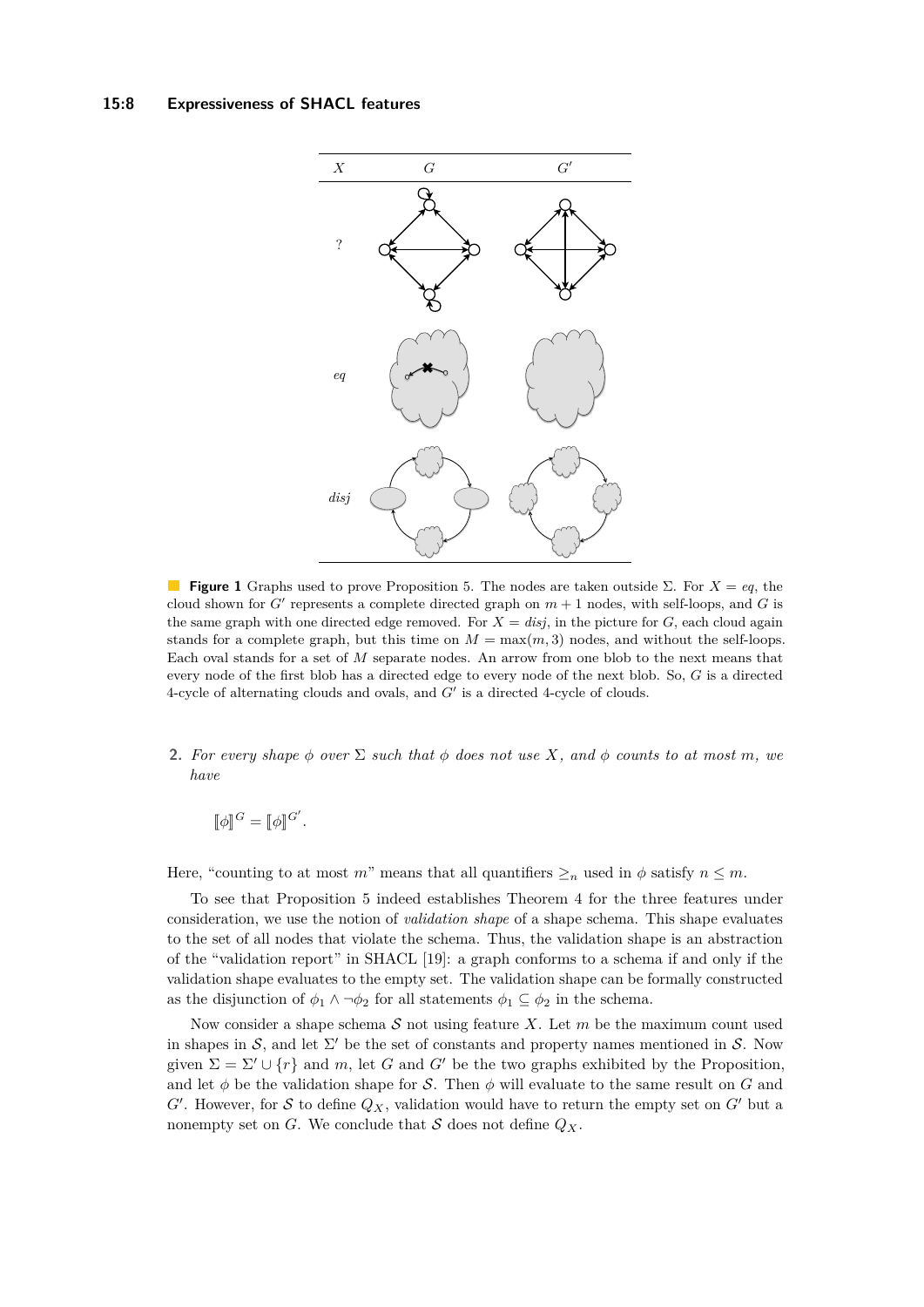**Figure 1** Graphs used to prove Proposition 5. The nodes are taken outside Σ. For $X = eq$, the cloud shown for $G'$ represents a complete directed graph on $m + 1$ nodes, with self-loops, and $G$ is the same graph with one directed edge removed. For $X = disj$, in the picture for $G$, each cloud again stands for a complete graph, but this time on $M = \max(m, 3)$ nodes, and without the self-loops. Each oval stands for a set of $M$ separate nodes. An arrow from one blob to the next means that every node of the first blob has a directed edge to every node of the next blob. So, $G$ is a directed 4-cycle of alternating clouds and ovals, and $G'$ is a directed 4-cycle of clouds.

**2.** *For every shape $\phi$ over $\Sigma$ such that $\phi$ does not use $X$, and $\phi$ counts to at most $m$, we have*

$$[\![\phi]\!]^G = [\![\phi]\!]^{G'}.$$

Here, "counting to at most $m$" means that all quantifiers $\geq_n$ used in $\phi$ satisfy $n \leq m$.

To see that Proposition 5 indeed establishes Theorem 4 for the three features under consideration, we use the notion of *validation shape* of a shape schema. This shape evaluates to the set of all nodes that violate the schema. Thus, the validation shape is an abstraction of the "validation report" in SHACL [19]: a graph conforms to a schema if and only if the validation shape evaluates to the empty set. The validation shape can be formally constructed as the disjunction of $\phi_1 \wedge \neg\phi_2$ for all statements $\phi_1 \subseteq \phi_2$ in the schema.

Now consider a shape schema $\mathcal{S}$ not using feature $X$. Let $m$ be the maximum count used in shapes in $\mathcal{S}$, and let $\Sigma'$ be the set of constants and property names mentioned in $\mathcal{S}$. Now given $\Sigma = \Sigma' \cup \{r\}$ and $m$, let $G$ and $G'$ be the two graphs exhibited by the Proposition, and let $\phi$ be the validation shape for $\mathcal{S}$. Then $\phi$ will evaluate to the same result on $G$ and $G'$. However, for $\mathcal{S}$ to define $Q_X$, validation would have to return the empty set on $G'$ but a nonempty set on $G$. We conclude that $\mathcal{S}$ does not define $Q_X$.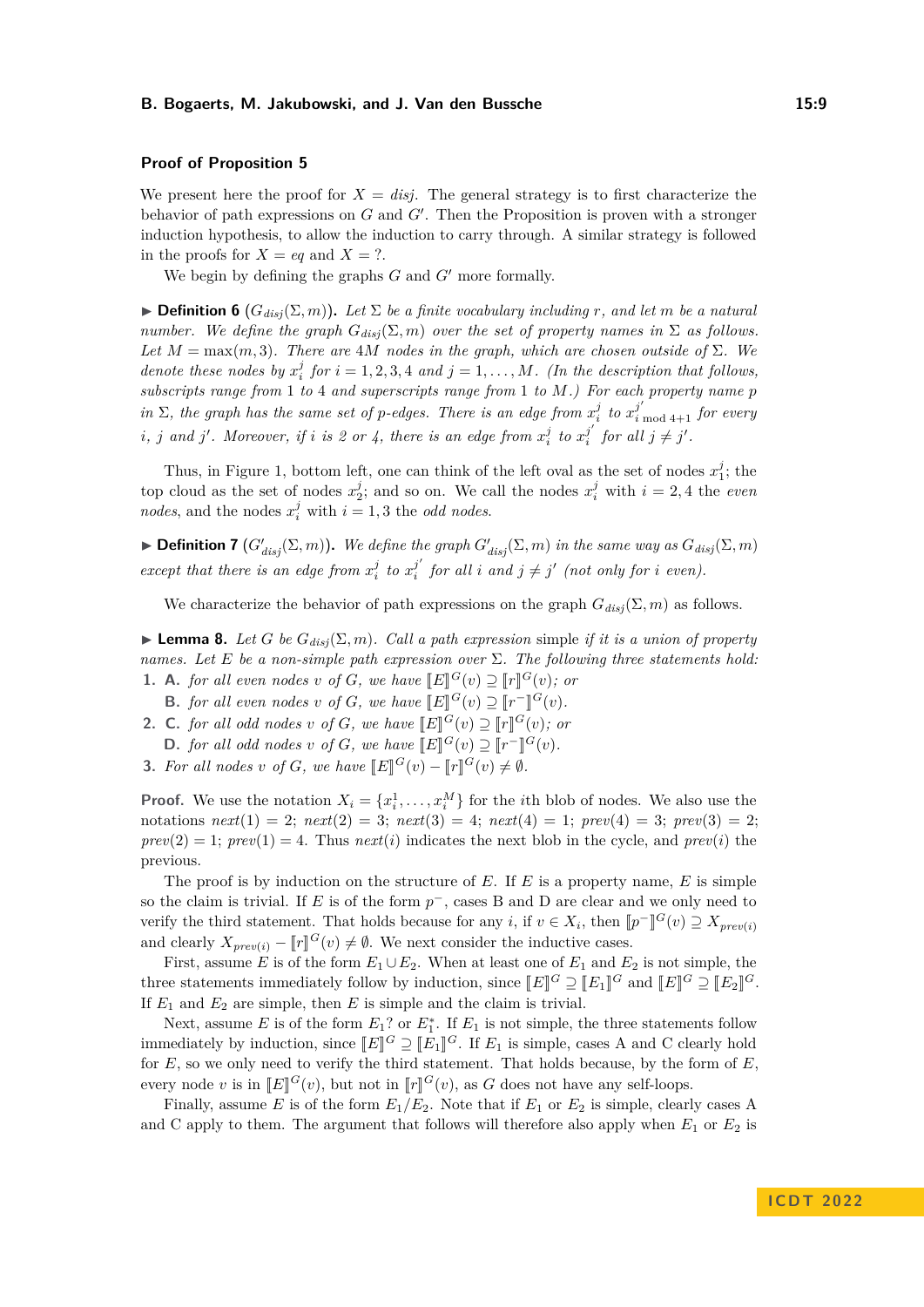## Proof of Proposition 5

We present here the proof for $X = disj$. The general strategy is to first characterize the behavior of path expressions on $G$ and $G'$. Then the Proposition is proven with a stronger induction hypothesis, to allow the induction to carry through. A similar strategy is followed in the proofs for $X = eq$ and $X = ?$.

We begin by defining the graphs $G$ and $G'$ more formally.

▶ **Definition 6** ($G_{disj}(\Sigma, m)$). *Let $\Sigma$ be a finite vocabulary including $r$, and let $m$ be a natural number. We define the graph $G_{disj}(\Sigma, m)$ over the set of property names in $\Sigma$ as follows. Let $M = \max(m, 3)$. There are $4M$ nodes in the graph, which are chosen outside of $\Sigma$. We denote these nodes by $x_i^j$ for $i = 1, 2, 3, 4$ and $j = 1, \ldots, M$. (In the description that follows, subscripts range from 1 to 4 and superscripts range from 1 to $M$.) For each property name $p$ in $\Sigma$, the graph has the same set of $p$-edges. There is an edge from $x_i^j$ to $x_{i \bmod 4+1}^{j'}$ for every $i$, $j$ and $j'$. Moreover, if $i$ is 2 or 4, there is an edge from $x_i^j$ to $x_i^{j'}$ for all $j \neq j'$.*

Thus, in Figure 1, bottom left, one can think of the left oval as the set of nodes $x_1^j$; the top cloud as the set of nodes $x_2^j$; and so on. We call the nodes $x_i^j$ with $i = 2, 4$ the *even nodes*, and the nodes $x_i^j$ with $i = 1, 3$ the *odd nodes*.

▶ **Definition 7** ($G'_{disj}(\Sigma, m)$). *We define the graph $G'_{disj}(\Sigma, m)$ in the same way as $G_{disj}(\Sigma, m)$ except that there is an edge from $x_i^j$ to $x_i^{j'}$ for all $i$ and $j \neq j'$ (not only for $i$ even).*

We characterize the behavior of path expressions on the graph $G_{disj}(\Sigma, m)$ as follows.

▶ **Lemma 8.** *Let $G$ be $G_{disj}(\Sigma, m)$. Call a path expression* simple *if it is a union of property names. Let $E$ be a non-simple path expression over $\Sigma$. The following three statements hold:*

1. **A.** *for all even nodes $v$ of $G$, we have $[\![E]\!]^G(v) \supseteq [\![r]\!]^G(v)$; or*
   **B.** *for all even nodes $v$ of $G$, we have $[\![E]\!]^G(v) \supseteq [\![r^-]\!]^G(v)$.*
2. **C.** *for all odd nodes $v$ of $G$, we have $[\![E]\!]^G(v) \supseteq [\![r]\!]^G(v)$; or*
   **D.** *for all odd nodes $v$ of $G$, we have $[\![E]\!]^G(v) \supseteq [\![r^-]\!]^G(v)$.*
3. *For all nodes $v$ of $G$, we have $[\![E]\!]^G(v) - [\![r]\!]^G(v) \neq \emptyset$.*

**Proof.** We use the notation $X_i = \{x_i^1, \ldots, x_i^M\}$ for the $i$th blob of nodes. We also use the notations $next(1) = 2$; $next(2) = 3$; $next(3) = 4$; $next(4) = 1$; $prev(4) = 3$; $prev(3) = 2$; $prev(2) = 1$; $prev(1) = 4$. Thus $next(i)$ indicates the next blob in the cycle, and $prev(i)$ the previous.

The proof is by induction on the structure of $E$. If $E$ is a property name, $E$ is simple so the claim is trivial. If $E$ is of the form $p^-$, cases B and D are clear and we only need to verify the third statement. That holds because for any $i$, if $v \in X_i$, then $[\![p^-]\!]^G(v) \supseteq X_{prev(i)}$ and clearly $X_{prev(i)} - [\![r]\!]^G(v) \neq \emptyset$. We next consider the inductive cases.

First, assume $E$ is of the form $E_1 \cup E_2$. When at least one of $E_1$ and $E_2$ is not simple, the three statements immediately follow by induction, since $[\![E]\!]^G \supseteq [\![E_1]\!]^G$ and $[\![E]\!]^G \supseteq [\![E_2]\!]^G$. If $E_1$ and $E_2$ are simple, then $E$ is simple and the claim is trivial.

Next, assume $E$ is of the form $E_1?$ or $E_1^*$. If $E_1$ is not simple, the three statements follow immediately by induction, since $[\![E]\!]^G \supseteq [\![E_1]\!]^G$. If $E_1$ is simple, cases A and C clearly hold for $E$, so we only need to verify the third statement. That holds because, by the form of $E$, every node $v$ is in $[\![E]\!]^G(v)$, but not in $[\![r]\!]^G(v)$, as $G$ does not have any self-loops.

Finally, assume $E$ is of the form $E_1/E_2$. Note that if $E_1$ or $E_2$ is simple, clearly cases A and C apply to them. The argument that follows will therefore also apply when $E_1$ or $E_2$ is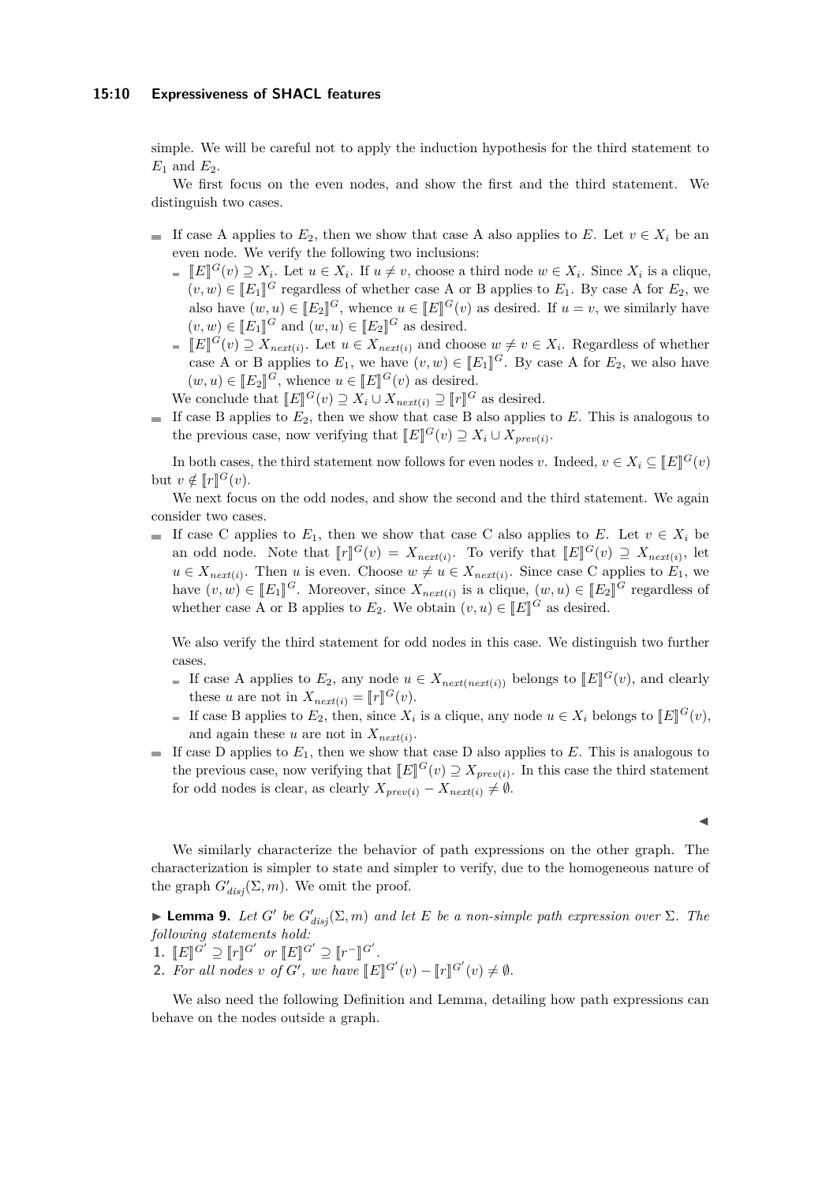simple. We will be careful not to apply the induction hypothesis for the third statement to $E_1$ and $E_2$.

We first focus on the even nodes, and show the first and the third statement. We distinguish two cases.

- If case A applies to $E_2$, then we show that case A also applies to $E$. Let $v \in X_i$ be an even node. We verify the following two inclusions:
  - $[\![E]\!]^G(v) \supseteq X_i$. Let $u \in X_i$. If $u \neq v$, choose a third node $w \in X_i$. Since $X_i$ is a clique, $(v, w) \in [\![E_1]\!]^G$ regardless of whether case A or B applies to $E_1$. By case A for $E_2$, we also have $(w, u) \in [\![E_2]\!]^G$, whence $u \in [\![E]\!]^G(v)$ as desired. If $u = v$, we similarly have $(v, w) \in [\![E_1]\!]^G$ and $(w, u) \in [\![E_2]\!]^G$ as desired.
  - $[\![E]\!]^G(v) \supseteq X_{next(i)}$. Let $u \in X_{next(i)}$ and choose $w \neq v \in X_i$. Regardless of whether case A or B applies to $E_1$, we have $(v, w) \in [\![E_1]\!]^G$. By case A for $E_2$, we also have $(w, u) \in [\![E_2]\!]^G$, whence $u \in [\![E]\!]^G(v)$ as desired.

  We conclude that $[\![E]\!]^G(v) \supseteq X_i \cup X_{next(i)} \supseteq [\![r]\!]^G$ as desired.
- If case B applies to $E_2$, then we show that case B also applies to $E$. This is analogous to the previous case, now verifying that $[\![E]\!]^G(v) \supseteq X_i \cup X_{prev(i)}$.

In both cases, the third statement now follows for even nodes $v$. Indeed, $v \in X_i \subseteq [\![E]\!]^G(v)$ but $v \notin [\![r]\!]^G(v)$.

We next focus on the odd nodes, and show the second and the third statement. We again consider two cases.

- If case C applies to $E_1$, then we show that case C also applies to $E$. Let $v \in X_i$ be an odd node. Note that $[\![r]\!]^G(v) = X_{next(i)}$. To verify that $[\![E]\!]^G(v) \supseteq X_{next(i)}$, let $u \in X_{next(i)}$. Then $u$ is even. Choose $w \neq u \in X_{next(i)}$. Since case C applies to $E_1$, we have $(v, w) \in [\![E_1]\!]^G$. Moreover, since $X_{next(i)}$ is a clique, $(w, u) \in [\![E_2]\!]^G$ regardless of whether case A or B applies to $E_2$. We obtain $(v, u) \in [\![E]\!]^G$ as desired.

  We also verify the third statement for odd nodes in this case. We distinguish two further cases.
  - If case A applies to $E_2$, any node $u \in X_{next(next(i))}$ belongs to $[\![E]\!]^G(v)$, and clearly these $u$ are not in $X_{next(i)} = [\![r]\!]^G(v)$.
  - If case B applies to $E_2$, then, since $X_i$ is a clique, any node $u \in X_i$ belongs to $[\![E]\!]^G(v)$, and again these $u$ are not in $X_{next(i)}$.
- If case D applies to $E_1$, then we show that case D also applies to $E$. This is analogous to the previous case, now verifying that $[\![E]\!]^G(v) \supseteq X_{prev(i)}$. In this case the third statement for odd nodes is clear, as clearly $X_{prev(i)} - X_{next(i)} \neq \emptyset$.

◀

We similarly characterize the behavior of path expressions on the other graph. The characterization is simpler to state and simpler to verify, due to the homogeneous nature of the graph $G'_{disj}(\Sigma, m)$. We omit the proof.

▶ **Lemma 9.** *Let $G'$ be $G'_{disj}(\Sigma, m)$ and let $E$ be a non-simple path expression over $\Sigma$. The following statements hold:*

1. $[\![E]\!]^{G'} \supseteq [\![r]\!]^{G'}$ *or* $[\![E]\!]^{G'} \supseteq [\![r^-]\!]^{G'}$.
2. *For all nodes $v$ of $G'$, we have $[\![E]\!]^{G'}(v) - [\![r]\!]^{G'}(v) \neq \emptyset$.*

We also need the following Definition and Lemma, detailing how path expressions can behave on the nodes outside a graph.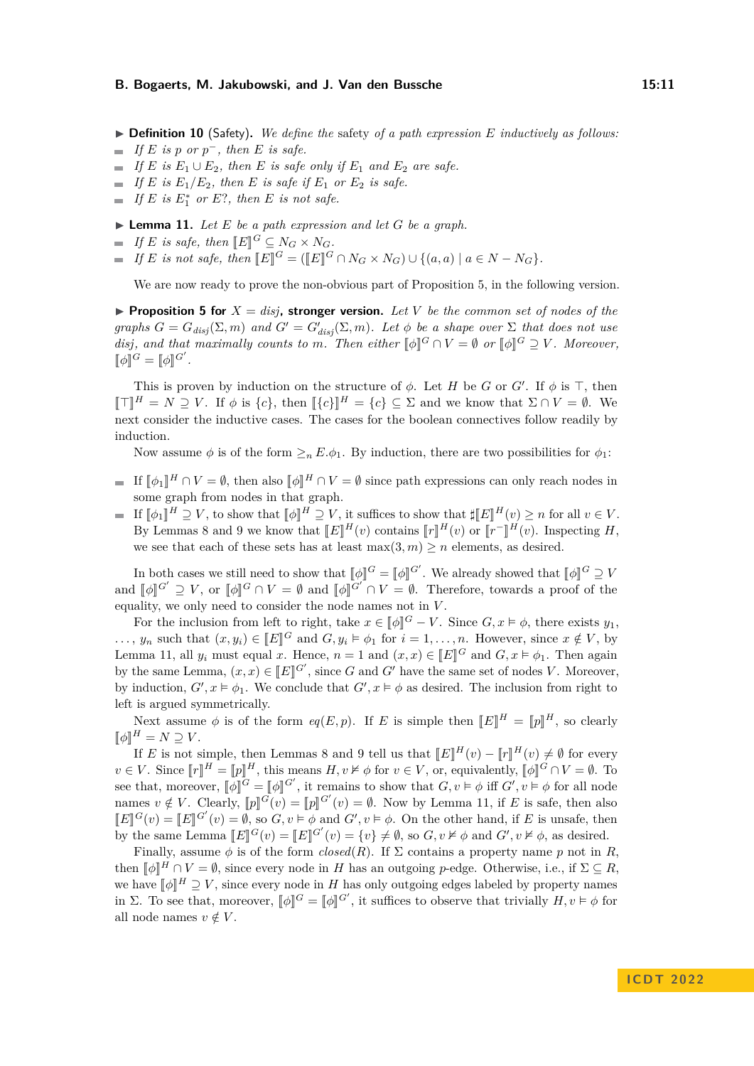▶ **Definition 10** (Safety)**.** *We define the* safety *of a path expression $E$ inductively as follows:*

- *If $E$ is $p$ or $p^-$, then $E$ is safe.*
- *If $E$ is $E_1 \cup E_2$, then $E$ is safe only if $E_1$ and $E_2$ are safe.*
- *If $E$ is $E_1/E_2$, then $E$ is safe if $E_1$ or $E_2$ is safe.*
- *If $E$ is $E_1^*$ or $E?$, then $E$ is not safe.*

▶ **Lemma 11.** *Let $E$ be a path expression and let $G$ be a graph.*

- *If $E$ is safe, then $[\![E]\!]^G \subseteq N_G \times N_G$.*
- *If $E$ is not safe, then $[\![E]\!]^G = ([\![E]\!]^G \cap N_G \times N_G) \cup \{(a,a) \mid a \in N - N_G\}$.*

We are now ready to prove the non-obvious part of Proposition 5, in the following version.

▶ **Proposition 5 for $X = disj$, stronger version.** *Let $V$ be the common set of nodes of the graphs $G = G_{disj}(\Sigma, m)$ and $G' = G'_{disj}(\Sigma, m)$. Let $\phi$ be a shape over $\Sigma$ that does not use disj, and that maximally counts to $m$. Then either $[\![\phi]\!]^G \cap V = \emptyset$ or $[\![\phi]\!]^G \supseteq V$. Moreover, $[\![\phi]\!]^G = [\![\phi]\!]^{G'}$.*

This is proven by induction on the structure of $\phi$. Let $H$ be $G$ or $G'$. If $\phi$ is $\top$, then $[\![\top]\!]^H = N \supseteq V$. If $\phi$ is $\{c\}$, then $[\![\{c\}]\!]^H = \{c\} \subseteq \Sigma$ and we know that $\Sigma \cap V = \emptyset$. We next consider the inductive cases. The cases for the boolean connectives follow readily by induction.

Now assume $\phi$ is of the form $\geq_n E.\phi_1$. By induction, there are two possibilities for $\phi_1$:

- If $[\![\phi_1]\!]^H \cap V = \emptyset$, then also $[\![\phi]\!]^H \cap V = \emptyset$ since path expressions can only reach nodes in some graph from nodes in that graph.
- If $[\![\phi_1]\!]^H \supseteq V$, to show that $[\![\phi]\!]^H \supseteq V$, it suffices to show that $\sharp[\![E]\!]^H(v) \geq n$ for all $v \in V$. By Lemmas 8 and 9 we know that $[\![E]\!]^H(v)$ contains $[\![r]\!]^H(v)$ or $[\![r^-]\!]^H(v)$. Inspecting $H$, we see that each of these sets has at least $\max(3, m) \geq n$ elements, as desired.

In both cases we still need to show that $[\![\phi]\!]^G = [\![\phi]\!]^{G'}$. We already showed that $[\![\phi]\!]^G \supseteq V$ and $[\![\phi]\!]^{G'} \supseteq V$, or $[\![\phi]\!]^G \cap V = \emptyset$ and $[\![\phi]\!]^{G'} \cap V = \emptyset$. Therefore, towards a proof of the equality, we only need to consider the node names not in $V$.

For the inclusion from left to right, take $x \in [\![\phi]\!]^G - V$. Since $G, x \vDash \phi$, there exists $y_1$, $\dots$, $y_n$ such that $(x, y_i) \in [\![E]\!]^G$ and $G, y_i \vDash \phi_1$ for $i = 1, \dots, n$. However, since $x \notin V$, by Lemma 11, all $y_i$ must equal $x$. Hence, $n = 1$ and $(x, x) \in [\![E]\!]^G$ and $G, x \vDash \phi_1$. Then again by the same Lemma, $(x, x) \in [\![E]\!]^{G'}$, since $G$ and $G'$ have the same set of nodes $V$. Moreover, by induction, $G', x \vDash \phi_1$. We conclude that $G', x \vDash \phi$ as desired. The inclusion from right to left is argued symmetrically.

Next assume $\phi$ is of the form $eq(E, p)$. If $E$ is simple then $[\![E]\!]^H = [\![p]\!]^H$, so clearly $[\![\phi]\!]^H = N \supseteq V$.

If $E$ is not simple, then Lemmas 8 and 9 tell us that $[\![E]\!]^H(v) - [\![r]\!]^H(v) \neq \emptyset$ for every $v \in V$. Since $[\![r]\!]^H = [\![p]\!]^H$, this means $H, v \nvDash \phi$ for $v \in V$, or, equivalently, $[\![\phi]\!]^G \cap V = \emptyset$. To see that, moreover, $[\![\phi]\!]^G = [\![\phi]\!]^{G'}$, it remains to show that $G, v \vDash \phi$ iff $G', v \vDash \phi$ for all node names $v \notin V$. Clearly, $[\![p]\!]^G(v) = [\![p]\!]^{G'}(v) = \emptyset$. Now by Lemma 11, if $E$ is safe, then also $[\![E]\!]^G(v) = [\![E]\!]^{G'}(v) = \emptyset$, so $G, v \vDash \phi$ and $G', v \vDash \phi$. On the other hand, if $E$ is unsafe, then by the same Lemma $[\![E]\!]^G(v) = [\![E]\!]^{G'}(v) = \{v\} \neq \emptyset$, so $G, v \nvDash \phi$ and $G', v \nvDash \phi$, as desired.

Finally, assume $\phi$ is of the form $closed(R)$. If $\Sigma$ contains a property name $p$ not in $R$, then $[\![\phi]\!]^H \cap V = \emptyset$, since every node in $H$ has an outgoing $p$-edge. Otherwise, i.e., if $\Sigma \subseteq R$, we have $[\![\phi]\!]^H \supseteq V$, since every node in $H$ has only outgoing edges labeled by property names in $\Sigma$. To see that, moreover, $[\![\phi]\!]^G = [\![\phi]\!]^{G'}$, it suffices to observe that trivially $H, v \vDash \phi$ for all node names $v \notin V$.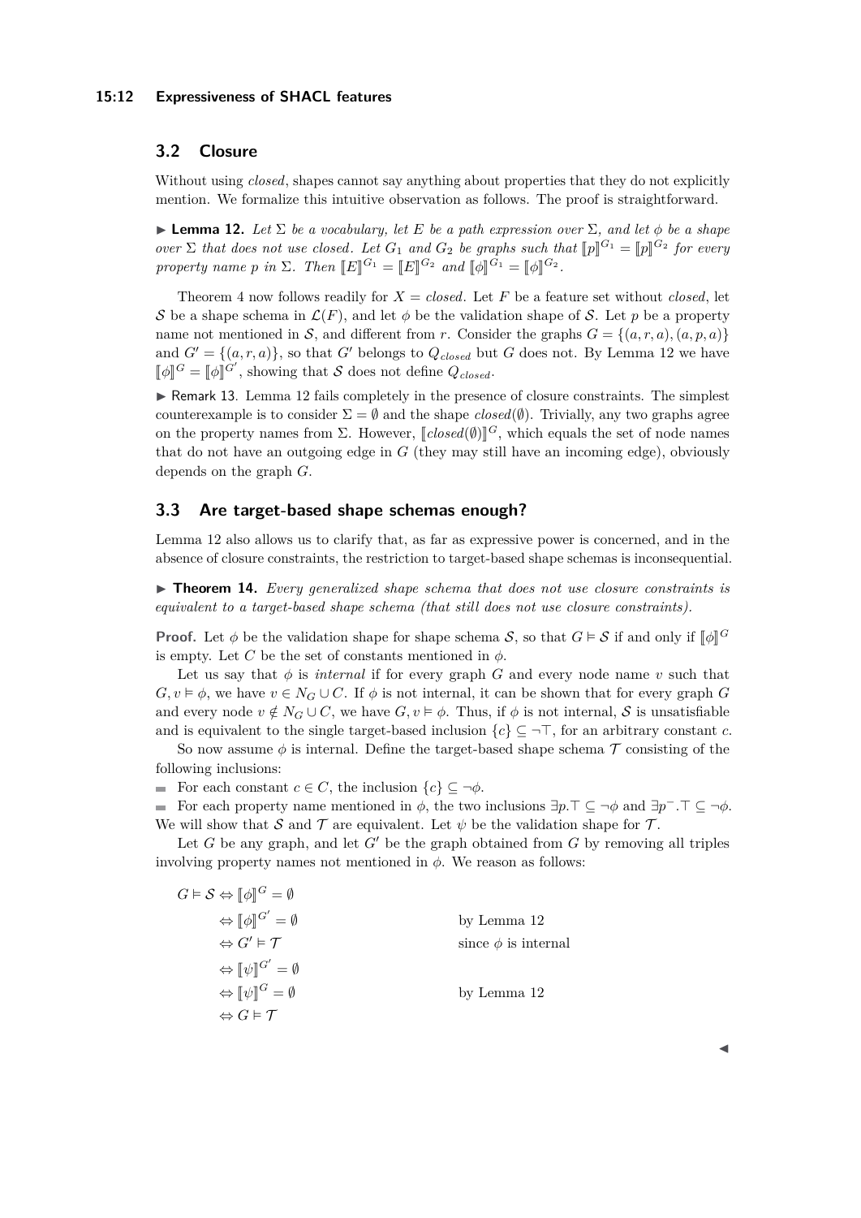## 3.2 Closure

Without using *closed*, shapes cannot say anything about properties that they do not explicitly mention. We formalize this intuitive observation as follows. The proof is straightforward.

▶ **Lemma 12.** *Let $\Sigma$ be a vocabulary, let $E$ be a path expression over $\Sigma$, and let $\phi$ be a shape over $\Sigma$ that does not use closed. Let $G_1$ and $G_2$ be graphs such that $[\![p]\!]^{G_1} = [\![p]\!]^{G_2}$ for every property name $p$ in $\Sigma$. Then $[\![E]\!]^{G_1} = [\![E]\!]^{G_2}$ and $[\![\phi]\!]^{G_1} = [\![\phi]\!]^{G_2}$.*

Theorem 4 now follows readily for $X = closed$. Let $F$ be a feature set without *closed*, let $\mathcal{S}$ be a shape schema in $\mathcal{L}(F)$, and let $\phi$ be the validation shape of $\mathcal{S}$. Let $p$ be a property name not mentioned in $\mathcal{S}$, and different from $r$. Consider the graphs $G = \{(a, r, a), (a, p, a)\}$ and $G' = \{(a, r, a)\}$, so that $G'$ belongs to $Q_{closed}$ but $G$ does not. By Lemma 12 we have $[\![\phi]\!]^G = [\![\phi]\!]^{G'}$, showing that $\mathcal{S}$ does not define $Q_{closed}$.

▶ Remark 13. Lemma 12 fails completely in the presence of closure constraints. The simplest counterexample is to consider $\Sigma = \emptyset$ and the shape $closed(\emptyset)$. Trivially, any two graphs agree on the property names from $\Sigma$. However, $[\![closed(\emptyset)]\!]^G$, which equals the set of node names that do not have an outgoing edge in $G$ (they may still have an incoming edge), obviously depends on the graph $G$.

## 3.3 Are target-based shape schemas enough?

Lemma 12 also allows us to clarify that, as far as expressive power is concerned, and in the absence of closure constraints, the restriction to target-based shape schemas is inconsequential.

▶ **Theorem 14.** *Every generalized shape schema that does not use closure constraints is equivalent to a target-based shape schema (that still does not use closure constraints).*

**Proof.** Let $\phi$ be the validation shape for shape schema $\mathcal{S}$, so that $G \vDash \mathcal{S}$ if and only if $[\![\phi]\!]^G$ is empty. Let $C$ be the set of constants mentioned in $\phi$.

Let us say that $\phi$ is *internal* if for every graph $G$ and every node name $v$ such that $G, v \vDash \phi$, we have $v \in N_G \cup C$. If $\phi$ is not internal, it can be shown that for every graph $G$ and every node $v \notin N_G \cup C$, we have $G, v \vDash \phi$. Thus, if $\phi$ is not internal, $\mathcal{S}$ is unsatisfiable and is equivalent to the single target-based inclusion $\{c\} \subseteq \neg\top$, for an arbitrary constant $c$.

So now assume $\phi$ is internal. Define the target-based shape schema $\mathcal{T}$ consisting of the following inclusions:

- For each constant $c \in C$, the inclusion $\{c\} \subseteq \neg\phi$.
- For each property name mentioned in $\phi$, the two inclusions $\exists p.\top \subseteq \neg\phi$ and $\exists p^-.\top \subseteq \neg\phi$.

We will show that $\mathcal{S}$ and $\mathcal{T}$ are equivalent. Let $\psi$ be the validation shape for $\mathcal{T}$.

Let $G$ be any graph, and let $G'$ be the graph obtained from $G$ by removing all triples involving property names not mentioned in $\phi$. We reason as follows:

$$
\begin{aligned}
G \vDash \mathcal{S} &\Leftrightarrow [\![\phi]\!]^G = \emptyset \\
&\Leftrightarrow [\![\phi]\!]^{G'} = \emptyset && \text{by Lemma 12} \\
&\Leftrightarrow G' \vDash \mathcal{T} && \text{since } \phi \text{ is internal} \\
&\Leftrightarrow [\![\psi]\!]^{G'} = \emptyset \\
&\Leftrightarrow [\![\psi]\!]^{G} = \emptyset && \text{by Lemma 12} \\
&\Leftrightarrow G \vDash \mathcal{T}
\end{aligned}
$$

◀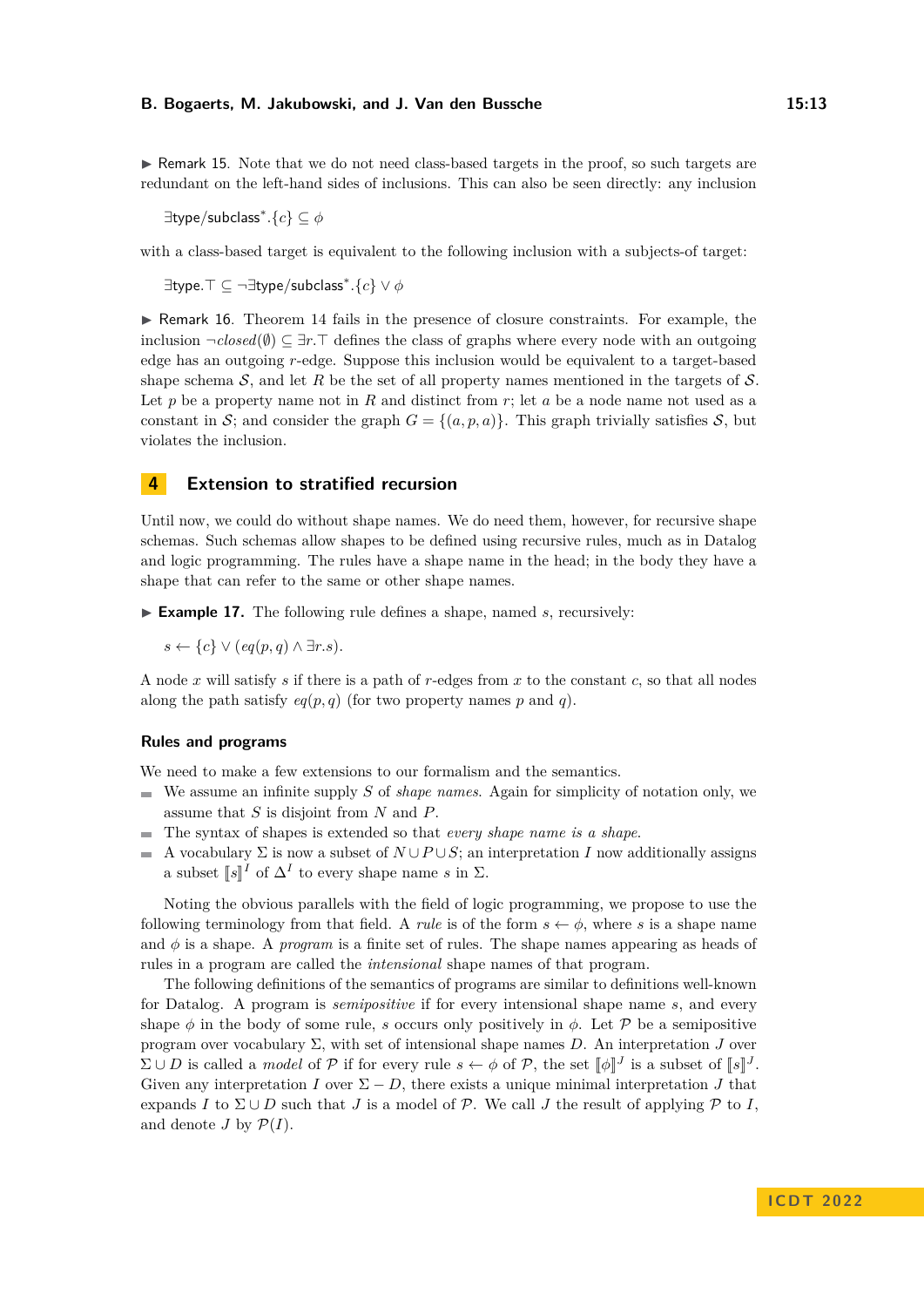▶ Remark 15. Note that we do not need class-based targets in the proof, so such targets are redundant on the left-hand sides of inclusions. This can also be seen directly: any inclusion

$$\exists \mathsf{type}/\mathsf{subclass}^*.\{c\} \subseteq \phi$$

with a class-based target is equivalent to the following inclusion with a subjects-of target:

$$\exists \mathsf{type}.\top \subseteq \neg\exists \mathsf{type}/\mathsf{subclass}^*.\{c\} \vee \phi$$

▶ Remark 16. Theorem 14 fails in the presence of closure constraints. For example, the inclusion $\neg closed(\emptyset) \subseteq \exists r.\top$ defines the class of graphs where every node with an outgoing edge has an outgoing $r$-edge. Suppose this inclusion would be equivalent to a target-based shape schema $\mathcal{S}$, and let $R$ be the set of all property names mentioned in the targets of $\mathcal{S}$. Let $p$ be a property name not in $R$ and distinct from $r$; let $a$ be a node name not used as a constant in $\mathcal{S}$; and consider the graph $G = \{(a, p, a)\}$. This graph trivially satisfies $\mathcal{S}$, but violates the inclusion.

## 4 Extension to stratified recursion

Until now, we could do without shape names. We do need them, however, for recursive shape schemas. Such schemas allow shapes to be defined using recursive rules, much as in Datalog and logic programming. The rules have a shape name in the head; in the body they have a shape that can refer to the same or other shape names.

▶ **Example 17.** The following rule defines a shape, named $s$, recursively:

$$s \leftarrow \{c\} \vee (eq(p, q) \wedge \exists r.s).$$

A node $x$ will satisfy $s$ if there is a path of $r$-edges from $x$ to the constant $c$, so that all nodes along the path satisfy $eq(p, q)$ (for two property names $p$ and $q$).

### Rules and programs

We need to make a few extensions to our formalism and the semantics.

- We assume an infinite supply $S$ of *shape names*. Again for simplicity of notation only, we assume that $S$ is disjoint from $N$ and $P$.
- The syntax of shapes is extended so that *every shape name is a shape*.
- A vocabulary $\Sigma$ is now a subset of $N \cup P \cup S$; an interpretation $I$ now additionally assigns a subset $[\![s]\!]^I$ of $\Delta^I$ to every shape name $s$ in $\Sigma$.

Noting the obvious parallels with the field of logic programming, we propose to use the following terminology from that field. A *rule* is of the form $s \leftarrow \phi$, where $s$ is a shape name and $\phi$ is a shape. A *program* is a finite set of rules. The shape names appearing as heads of rules in a program are called the *intensional* shape names of that program.

The following definitions of the semantics of programs are similar to definitions well-known for Datalog. A program is *semipositive* if for every intensional shape name $s$, and every shape $\phi$ in the body of some rule, $s$ occurs only positively in $\phi$. Let $\mathcal{P}$ be a semipositive program over vocabulary $\Sigma$, with set of intensional shape names $D$. An interpretation $J$ over $\Sigma \cup D$ is called a *model* of $\mathcal{P}$ if for every rule $s \leftarrow \phi$ of $\mathcal{P}$, the set $[\![\phi]\!]^J$ is a subset of $[\![s]\!]^J$. Given any interpretation $I$ over $\Sigma - D$, there exists a unique minimal interpretation $J$ that expands $I$ to $\Sigma \cup D$ such that $J$ is a model of $\mathcal{P}$. We call $J$ the result of applying $\mathcal{P}$ to $I$, and denote $J$ by $\mathcal{P}(I)$.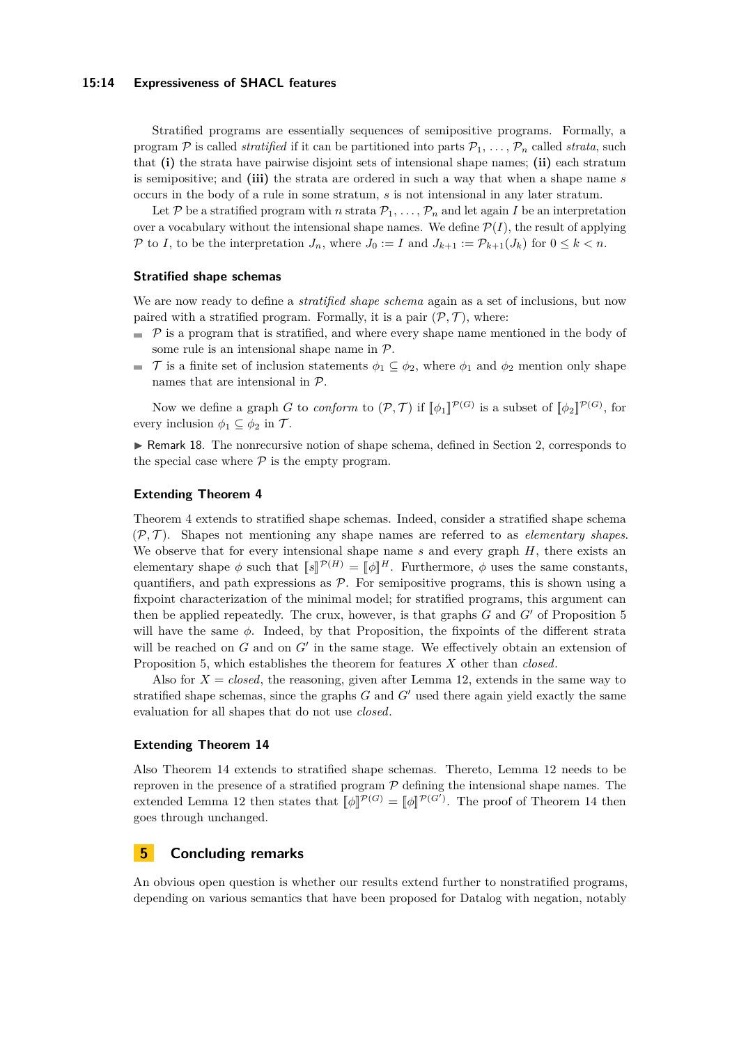Stratified programs are essentially sequences of semipositive programs. Formally, a program $\mathcal{P}$ is called *stratified* if it can be partitioned into parts $\mathcal{P}_1, \ldots, \mathcal{P}_n$ called *strata*, such that **(i)** the strata have pairwise disjoint sets of intensional shape names; **(ii)** each stratum is semipositive; and **(iii)** the strata are ordered in such a way that when a shape name $s$ occurs in the body of a rule in some stratum, $s$ is not intensional in any later stratum.

Let $\mathcal{P}$ be a stratified program with $n$ strata $\mathcal{P}_1, \ldots, \mathcal{P}_n$ and let again $I$ be an interpretation over a vocabulary without the intensional shape names. We define $\mathcal{P}(I)$, the result of applying $\mathcal{P}$ to $I$, to be the interpretation $J_n$, where $J_0 := I$ and $J_{k+1} := \mathcal{P}_{k+1}(J_k)$ for $0 \leq k < n$.

### Stratified shape schemas

We are now ready to define a *stratified shape schema* again as a set of inclusions, but now paired with a stratified program. Formally, it is a pair $(\mathcal{P}, \mathcal{T})$, where:

- $\mathcal{P}$ is a program that is stratified, and where every shape name mentioned in the body of some rule is an intensional shape name in $\mathcal{P}$.
- $\mathcal{T}$ is a finite set of inclusion statements $\phi_1 \subseteq \phi_2$, where $\phi_1$ and $\phi_2$ mention only shape names that are intensional in $\mathcal{P}$.

Now we define a graph $G$ to *conform* to $(\mathcal{P}, \mathcal{T})$ if $[\![\phi_1]\!]^{\mathcal{P}(G)}$ is a subset of $[\![\phi_2]\!]^{\mathcal{P}(G)}$, for every inclusion $\phi_1 \subseteq \phi_2$ in $\mathcal{T}$.

▶ Remark 18. The nonrecursive notion of shape schema, defined in Section 2, corresponds to the special case where $\mathcal{P}$ is the empty program.

### Extending Theorem 4

Theorem 4 extends to stratified shape schemas. Indeed, consider a stratified shape schema $(\mathcal{P}, \mathcal{T})$. Shapes not mentioning any shape names are referred to as *elementary shapes*. We observe that for every intensional shape name $s$ and every graph $H$, there exists an elementary shape $\phi$ such that $[\![s]\!]^{\mathcal{P}(H)} = [\![\phi]\!]^H$. Furthermore, $\phi$ uses the same constants, quantifiers, and path expressions as $\mathcal{P}$. For semipositive programs, this is shown using a fixpoint characterization of the minimal model; for stratified programs, this argument can then be applied repeatedly. The crux, however, is that graphs $G$ and $G'$ of Proposition 5 will have the same $\phi$. Indeed, by that Proposition, the fixpoints of the different strata will be reached on $G$ and on $G'$ in the same stage. We effectively obtain an extension of Proposition 5, which establishes the theorem for features $X$ other than *closed*.

Also for $X = \textit{closed}$, the reasoning, given after Lemma 12, extends in the same way to stratified shape schemas, since the graphs $G$ and $G'$ used there again yield exactly the same evaluation for all shapes that do not use *closed*.

### Extending Theorem 14

Also Theorem 14 extends to stratified shape schemas. Thereto, Lemma 12 needs to be reproven in the presence of a stratified program $\mathcal{P}$ defining the intensional shape names. The extended Lemma 12 then states that $[\![\phi]\!]^{\mathcal{P}(G)} = [\![\phi]\!]^{\mathcal{P}(G')}$. The proof of Theorem 14 then goes through unchanged.

## 5 Concluding remarks

An obvious open question is whether our results extend further to nonstratified programs, depending on various semantics that have been proposed for Datalog with negation, notably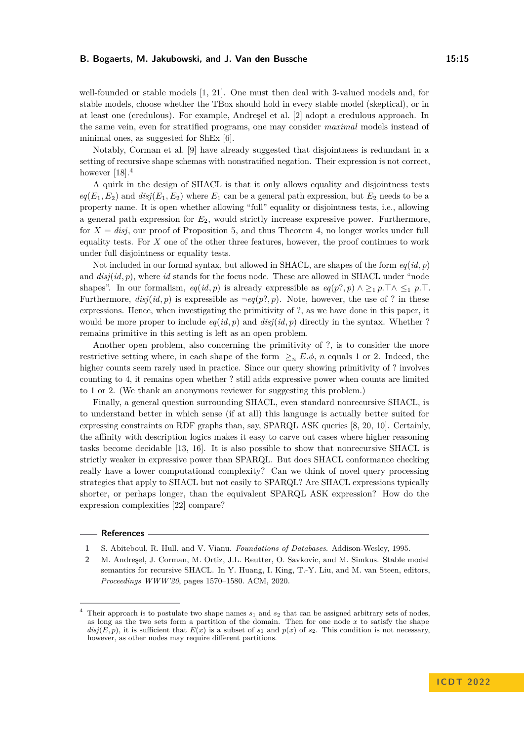well-founded or stable models [1, 21]. One must then deal with 3-valued models and, for stable models, choose whether the TBox should hold in every stable model (skeptical), or in at least one (credulous). For example, Andreşel et al. [2] adopt a credulous approach. In the same vein, even for stratified programs, one may consider *maximal* models instead of minimal ones, as suggested for ShEx [6].

Notably, Corman et al. [9] have already suggested that disjointness is redundant in a setting of recursive shape schemas with nonstratified negation. Their expression is not correct, however [18].[4]

A quirk in the design of SHACL is that it only allows equality and disjointness tests $eq(E_1, E_2)$ and $disj(E_1, E_2)$ where $E_1$ can be a general path expression, but $E_2$ needs to be a property name. It is open whether allowing "full" equality or disjointness tests, i.e., allowing a general path expression for $E_2$, would strictly increase expressive power. Furthermore, for $X = disj$, our proof of Proposition 5, and thus Theorem 4, no longer works under full equality tests. For $X$ one of the other three features, however, the proof continues to work under full disjointness or equality tests.

Not included in our formal syntax, but allowed in SHACL, are shapes of the form $eq(id, p)$ and $disj(id, p)$, where $id$ stands for the focus node. These are allowed in SHACL under "node shapes". In our formalism, $eq(id, p)$ is already expressible as $eq(p?, p) \wedge \geq_1 p.\top \wedge \leq_1 p.\top$. Furthermore, $disj(id, p)$ is expressible as $\neg eq(p?, p)$. Note, however, the use of ? in these expressions. Hence, when investigating the primitivity of ?, as we have done in this paper, it would be more proper to include $eq(id, p)$ and $disj(id, p)$ directly in the syntax. Whether ? remains primitive in this setting is left as an open problem.

Another open problem, also concerning the primitivity of ?, is to consider the more restrictive setting where, in each shape of the form $\geq_n E.\phi$, $n$ equals 1 or 2. Indeed, the higher counts seem rarely used in practice. Since our query showing primitivity of ? involves counting to 4, it remains open whether ? still adds expressive power when counts are limited to 1 or 2. (We thank an anonymous reviewer for suggesting this problem.)

Finally, a general question surrounding SHACL, even standard nonrecursive SHACL, is to understand better in which sense (if at all) this language is actually better suited for expressing constraints on RDF graphs than, say, SPARQL ASK queries [8, 20, 10]. Certainly, the affinity with description logics makes it easy to carve out cases where higher reasoning tasks become decidable [13, 16]. It is also possible to show that nonrecursive SHACL is strictly weaker in expressive power than SPARQL. But does SHACL conformance checking really have a lower computational complexity? Can we think of novel query processing strategies that apply to SHACL but not easily to SPARQL? Are SHACL expressions typically shorter, or perhaps longer, than the equivalent SPARQL ASK expression? How do the expression complexities [22] compare?

## References

1. S. Abiteboul, R. Hull, and V. Vianu. *Foundations of Databases*. Addison-Wesley, 1995.
2. M. Andreşel, J. Corman, M. Ortiz, J.L. Reutter, O. Savkovic, and M. Simkus. Stable model semantics for recursive SHACL. In Y. Huang, I. King, T.-Y. Liu, and M. van Steen, editors, *Proceedings WWW'20*, pages 1570–1580. ACM, 2020.

[4] Their approach is to postulate two shape names $s_1$ and $s_2$ that can be assigned arbitrary sets of nodes, as long as the two sets form a partition of the domain. Then for one node $x$ to satisfy the shape $disj(E, p)$, it is sufficient that $E(x)$ is a subset of $s_1$ and $p(x)$ of $s_2$. This condition is not necessary, however, as other nodes may require different partitions.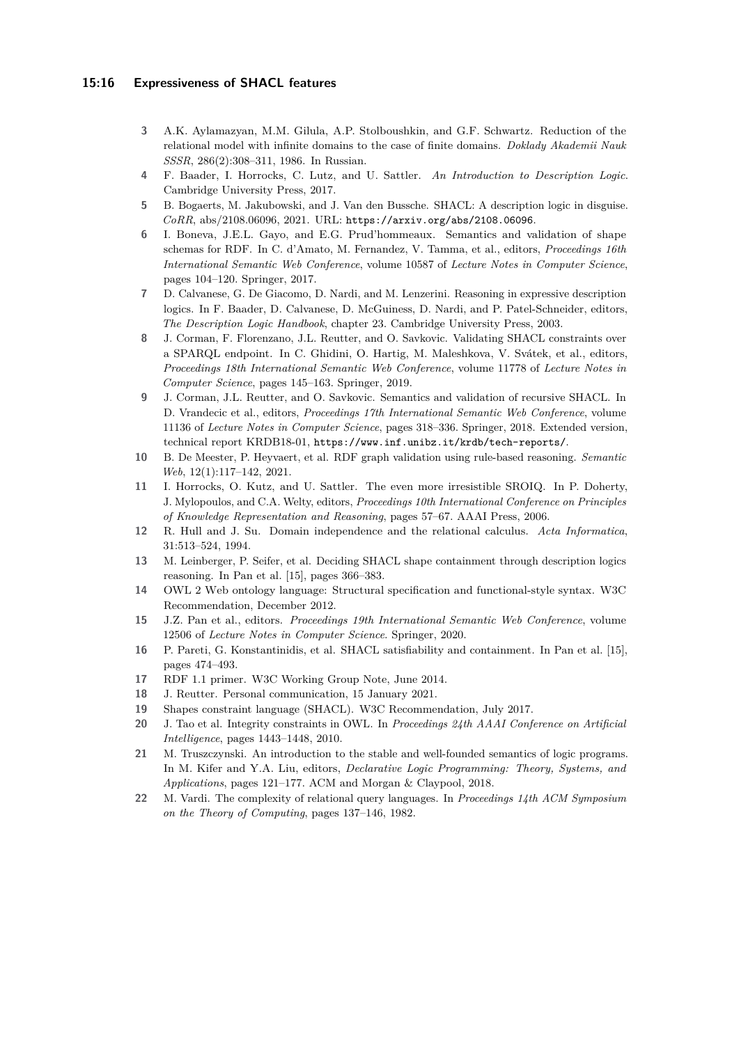3. A.K. Aylamazyan, M.M. Gilula, A.P. Stolboushkin, and G.F. Schwartz. Reduction of the relational model with infinite domains to the case of finite domains. *Doklady Akademii Nauk SSSR*, 286(2):308–311, 1986. In Russian.
4. F. Baader, I. Horrocks, C. Lutz, and U. Sattler. *An Introduction to Description Logic*. Cambridge University Press, 2017.
5. B. Bogaerts, M. Jakubowski, and J. Van den Bussche. SHACL: A description logic in disguise. *CoRR*, abs/2108.06096, 2021. URL: `https://arxiv.org/abs/2108.06096`.
6. I. Boneva, J.E.L. Gayo, and E.G. Prud'hommeaux. Semantics and validation of shape schemas for RDF. In C. d'Amato, M. Fernandez, V. Tamma, et al., editors, *Proceedings 16th International Semantic Web Conference*, volume 10587 of *Lecture Notes in Computer Science*, pages 104–120. Springer, 2017.
7. D. Calvanese, G. De Giacomo, D. Nardi, and M. Lenzerini. Reasoning in expressive description logics. In F. Baader, D. Calvanese, D. McGuiness, D. Nardi, and P. Patel-Schneider, editors, *The Description Logic Handbook*, chapter 23. Cambridge University Press, 2003.
8. J. Corman, F. Florenzano, J.L. Reutter, and O. Savkovic. Validating SHACL constraints over a SPARQL endpoint. In C. Ghidini, O. Hartig, M. Maleshkova, V. Svátek, et al., editors, *Proceedings 18th International Semantic Web Conference*, volume 11778 of *Lecture Notes in Computer Science*, pages 145–163. Springer, 2019.
9. J. Corman, J.L. Reutter, and O. Savkovic. Semantics and validation of recursive SHACL. In D. Vrandecic et al., editors, *Proceedings 17th International Semantic Web Conference*, volume 11136 of *Lecture Notes in Computer Science*, pages 318–336. Springer, 2018. Extended version, technical report KRDB18-01, `https://www.inf.unibz.it/krdb/tech-reports/`.
10. B. De Meester, P. Heyvaert, et al. RDF graph validation using rule-based reasoning. *Semantic Web*, 12(1):117–142, 2021.
11. I. Horrocks, O. Kutz, and U. Sattler. The even more irresistible SROIQ. In P. Doherty, J. Mylopoulos, and C.A. Welty, editors, *Proceedings 10th International Conference on Principles of Knowledge Representation and Reasoning*, pages 57–67. AAAI Press, 2006.
12. R. Hull and J. Su. Domain independence and the relational calculus. *Acta Informatica*, 31:513–524, 1994.
13. M. Leinberger, P. Seifer, et al. Deciding SHACL shape containment through description logics reasoning. In Pan et al. [15], pages 366–383.
14. OWL 2 Web ontology language: Structural specification and functional-style syntax. W3C Recommendation, December 2012.
15. J.Z. Pan et al., editors. *Proceedings 19th International Semantic Web Conference*, volume 12506 of *Lecture Notes in Computer Science*. Springer, 2020.
16. P. Pareti, G. Konstantinidis, et al. SHACL satisfiability and containment. In Pan et al. [15], pages 474–493.
17. RDF 1.1 primer. W3C Working Group Note, June 2014.
18. J. Reutter. Personal communication, 15 January 2021.
19. Shapes constraint language (SHACL). W3C Recommendation, July 2017.
20. J. Tao et al. Integrity constraints in OWL. In *Proceedings 24th AAAI Conference on Artificial Intelligence*, pages 1443–1448, 2010.
21. M. Truszczynski. An introduction to the stable and well-founded semantics of logic programs. In M. Kifer and Y.A. Liu, editors, *Declarative Logic Programming: Theory, Systems, and Applications*, pages 121–177. ACM and Morgan & Claypool, 2018.
22. M. Vardi. The complexity of relational query languages. In *Proceedings 14th ACM Symposium on the Theory of Computing*, pages 137–146, 1982.